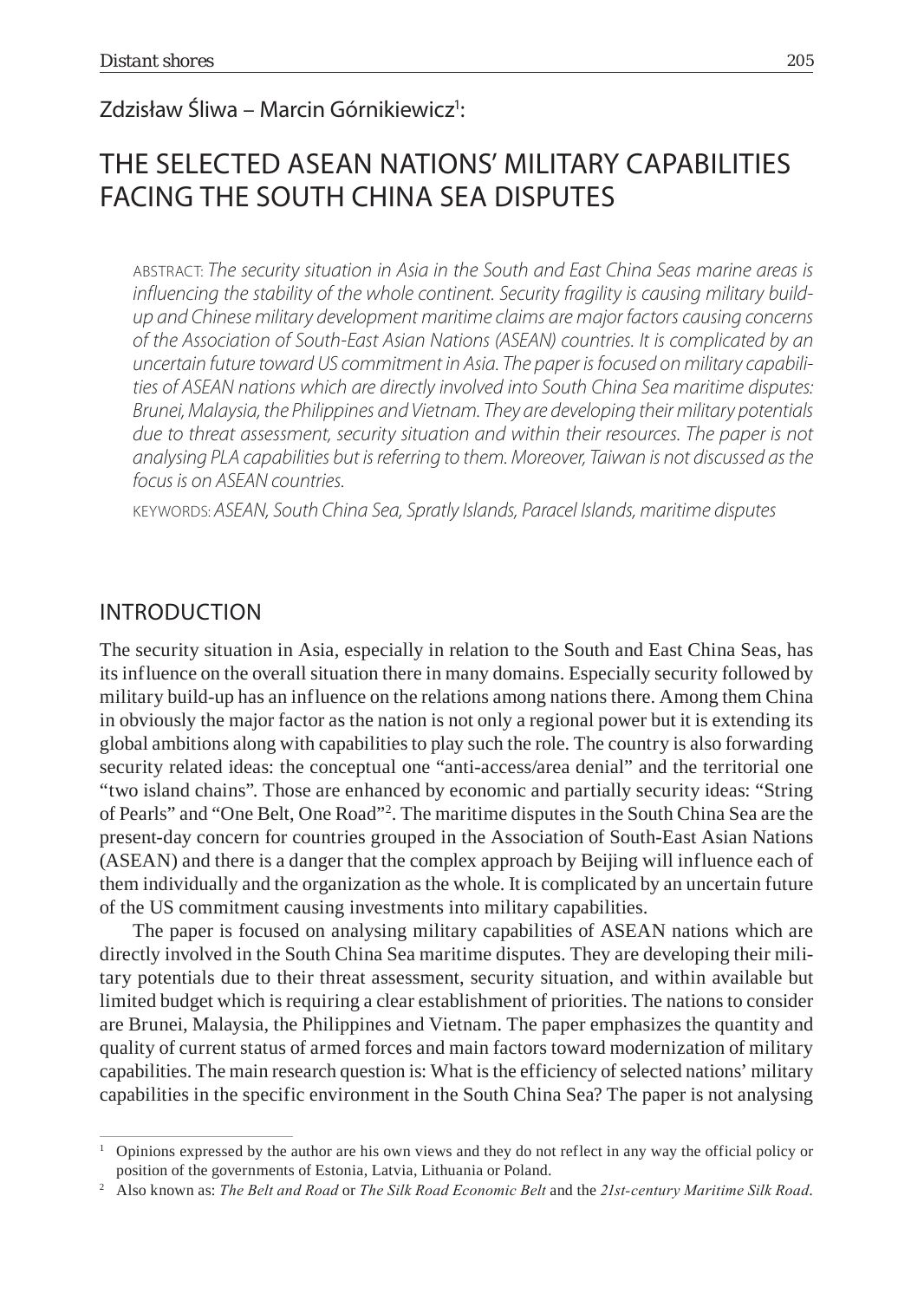Zdzisław Śliwa – Marcin Górnikiewicz[1]:

# THE SELECTED ASEAN NATIONS' MILITARY CAPABILITIES FACING THE SOUTH CHINA SEA DISPUTES

ABSTRACT: *The security situation in Asia in the South and East China Seas marine areas is influencing the stability of the whole continent. Security fragility is causing military build-up and Chinese military development maritime claims are major factors causing concerns of the Association of South-East Asian Nations (ASEAN) countries. It is complicated by an uncertain future toward US commitment in Asia. The paper is focused on military capabilities of ASEAN nations which are directly involved into South China Sea maritime disputes: Brunei, Malaysia, the Philippines and Vietnam. They are developing their military potentials due to threat assessment, security situation and within their resources. The paper is not analysing PLA capabilities but is referring to them. Moreover, Taiwan is not discussed as the focus is on ASEAN countries.*

KEYWORDS: *ASEAN, South China Sea, Spratly Islands, Paracel Islands, maritime disputes*

## INTRODUCTION

The security situation in Asia, especially in relation to the South and East China Seas, has its influence on the overall situation there in many domains. Especially security followed by military build-up has an influence on the relations among nations there. Among them China in obviously the major factor as the nation is not only a regional power but it is extending its global ambitions along with capabilities to play such the role. The country is also forwarding security related ideas: the conceptual one "anti-access/area denial" and the territorial one "two island chains". Those are enhanced by economic and partially security ideas: "String of Pearls" and "One Belt, One Road"[2]. The maritime disputes in the South China Sea are the present-day concern for countries grouped in the Association of South-East Asian Nations (ASEAN) and there is a danger that the complex approach by Beijing will influence each of them individually and the organization as the whole. It is complicated by an uncertain future of the US commitment causing investments into military capabilities.

The paper is focused on analysing military capabilities of ASEAN nations which are directly involved in the South China Sea maritime disputes. They are developing their military potentials due to their threat assessment, security situation, and within available but limited budget which is requiring a clear establishment of priorities. The nations to consider are Brunei, Malaysia, the Philippines and Vietnam. The paper emphasizes the quantity and quality of current status of armed forces and main factors toward modernization of military capabilities. The main research question is: What is the efficiency of selected nations' military capabilities in the specific environment in the South China Sea? The paper is not analysing

---

[1] Opinions expressed by the author are his own views and they do not reflect in any way the official policy or position of the governments of Estonia, Latvia, Lithuania or Poland.

[2] Also known as: *The Belt and Road* or *The Silk Road Economic Belt* and the *21st-century Maritime Silk Road*.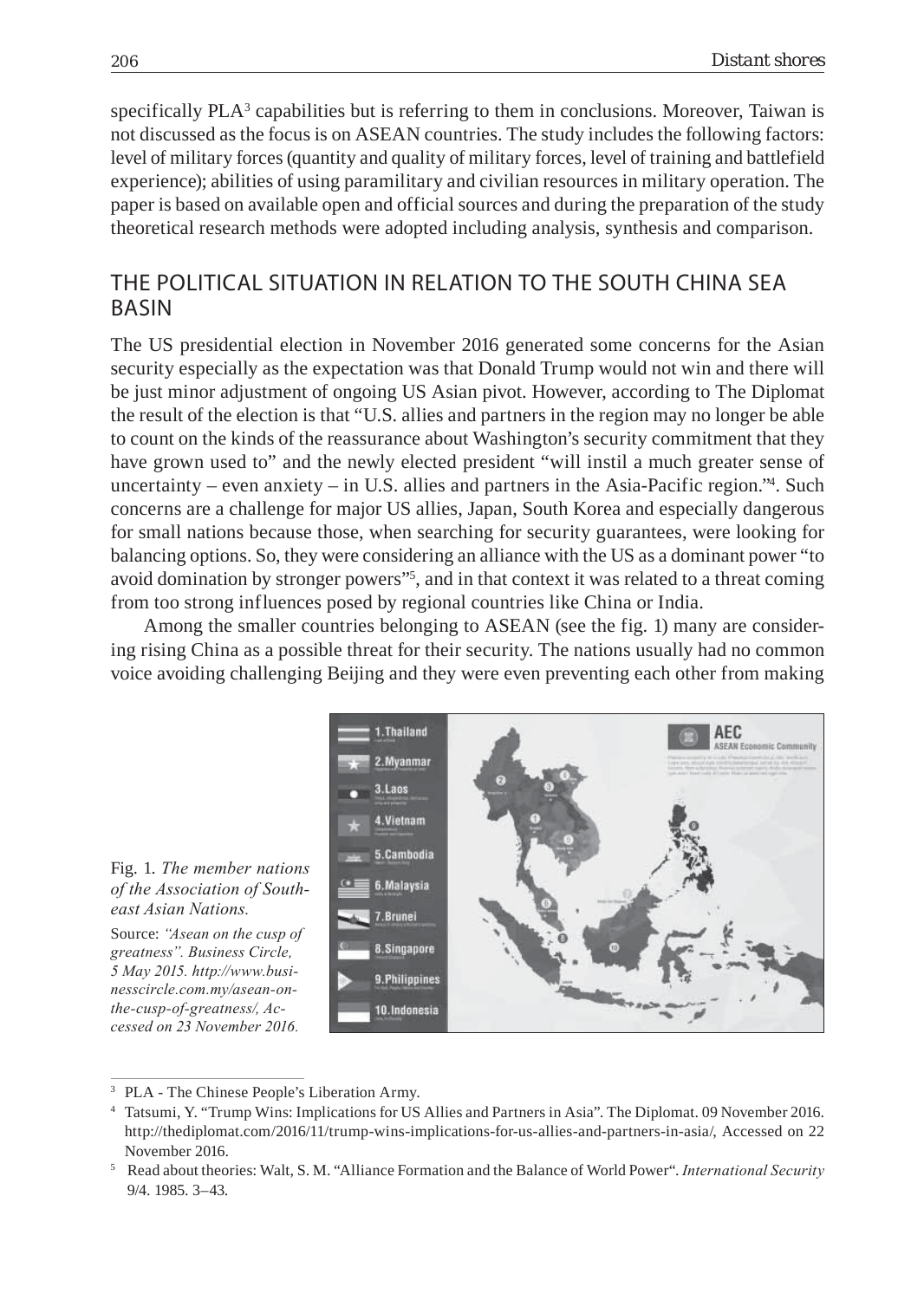specifically PLA[3] capabilities but is referring to them in conclusions. Moreover, Taiwan is not discussed as the focus is on ASEAN countries. The study includes the following factors: level of military forces (quantity and quality of military forces, level of training and battlefield experience); abilities of using paramilitary and civilian resources in military operation. The paper is based on available open and official sources and during the preparation of the study theoretical research methods were adopted including analysis, synthesis and comparison.

## THE POLITICAL SITUATION IN RELATION TO THE SOUTH CHINA SEA BASIN

The US presidential election in November 2016 generated some concerns for the Asian security especially as the expectation was that Donald Trump would not win and there will be just minor adjustment of ongoing US Asian pivot. However, according to The Diplomat the result of the election is that "U.S. allies and partners in the region may no longer be able to count on the kinds of the reassurance about Washington's security commitment that they have grown used to" and the newly elected president "will instil a much greater sense of uncertainty – even anxiety – in U.S. allies and partners in the Asia-Pacific region."[4]. Such concerns are a challenge for major US allies, Japan, South Korea and especially dangerous for small nations because those, when searching for security guarantees, were looking for balancing options. So, they were considering an alliance with the US as a dominant power "to avoid domination by stronger powers"[5], and in that context it was related to a threat coming from too strong influences posed by regional countries like China or India.

Among the smaller countries belonging to ASEAN (see the fig. 1) many are considering rising China as a possible threat for their security. The nations usually had no common voice avoiding challenging Beijing and they were even preventing each other from making

Fig. 1. *The member nations of the Association of Southeast Asian Nations.*

Source: *"Asean on the cusp of greatness". Business Circle, 5 May 2015. http://www.businesscircle.com.my/asean-on-the-cusp-of-greatness/, Accessed on 23 November 2016.*

---

[3] PLA - The Chinese People's Liberation Army.

[4] Tatsumi, Y. "Trump Wins: Implications for US Allies and Partners in Asia". The Diplomat. 09 November 2016. http://thediplomat.com/2016/11/trump-wins-implications-for-us-allies-and-partners-in-asia/, Accessed on 22 November 2016.

[5] Read about theories: Walt, S. M. "Alliance Formation and the Balance of World Power". *International Security* 9/4. 1985. 3–43.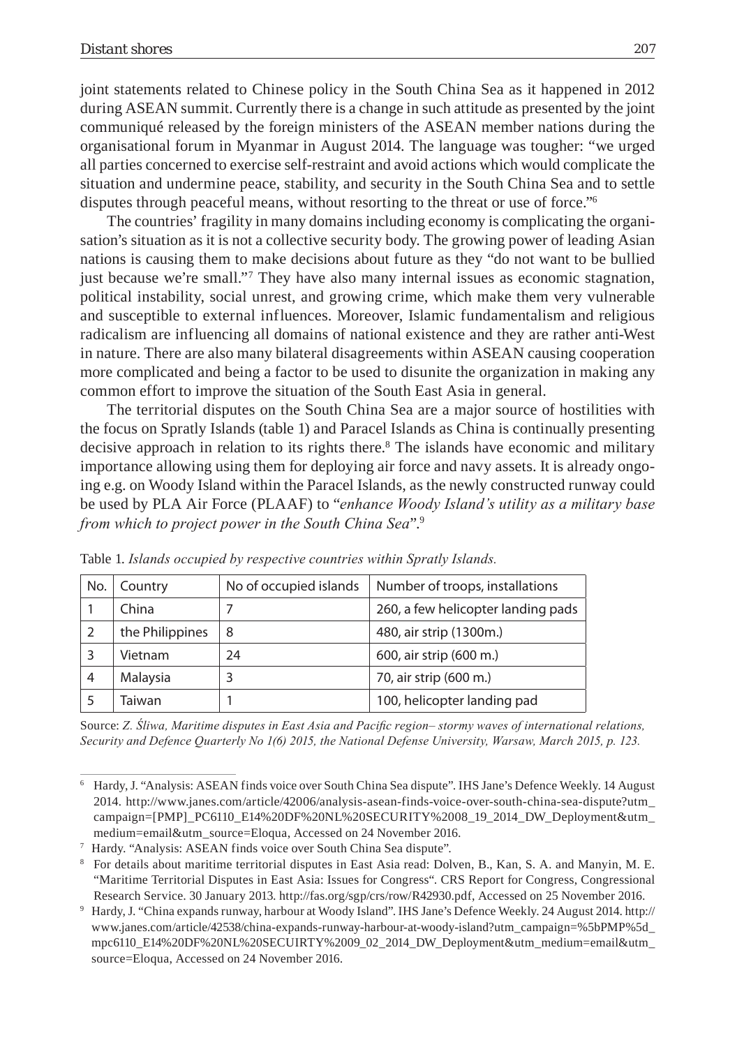joint statements related to Chinese policy in the South China Sea as it happened in 2012 during ASEAN summit. Currently there is a change in such attitude as presented by the joint communiqué released by the foreign ministers of the ASEAN member nations during the organisational forum in Myanmar in August 2014. The language was tougher: "we urged all parties concerned to exercise self-restraint and avoid actions which would complicate the situation and undermine peace, stability, and security in the South China Sea and to settle disputes through peaceful means, without resorting to the threat or use of force."[6]

The countries' fragility in many domains including economy is complicating the organisation's situation as it is not a collective security body. The growing power of leading Asian nations is causing them to make decisions about future as they "do not want to be bullied just because we're small."[7] They have also many internal issues as economic stagnation, political instability, social unrest, and growing crime, which make them very vulnerable and susceptible to external influences. Moreover, Islamic fundamentalism and religious radicalism are influencing all domains of national existence and they are rather anti-West in nature. There are also many bilateral disagreements within ASEAN causing cooperation more complicated and being a factor to be used to disunite the organization in making any common effort to improve the situation of the South East Asia in general.

The territorial disputes on the South China Sea are a major source of hostilities with the focus on Spratly Islands (table 1) and Paracel Islands as China is continually presenting decisive approach in relation to its rights there.[8] The islands have economic and military importance allowing using them for deploying air force and navy assets. It is already ongoing e.g. on Woody Island within the Paracel Islands, as the newly constructed runway could be used by PLA Air Force (PLAAF) to "*enhance Woody Island's utility as a military base from which to project power in the South China Sea*".[9]

Table 1. *Islands occupied by respective countries within Spratly Islands.*

| No. | Country | No of occupied islands | Number of troops, installations |
|---|---|---|---|
| 1 | China | 7 | 260, a few helicopter landing pads |
| 2 | the Philippines | 8 | 480, air strip (1300m.) |
| 3 | Vietnam | 24 | 600, air strip (600 m.) |
| 4 | Malaysia | 3 | 70, air strip (600 m.) |
| 5 | Taiwan | 1 | 100, helicopter landing pad |

Source: *Z. Śliwa, Maritime disputes in East Asia and Pacific region– stormy waves of international relations, Security and Defence Quarterly No 1(6) 2015, the National Defense University, Warsaw, March 2015, p. 123.*

---

[6] Hardy, J. "Analysis: ASEAN finds voice over South China Sea dispute". IHS Jane's Defence Weekly. 14 August 2014. http://www.janes.com/article/42006/analysis-asean-finds-voice-over-south-china-sea-dispute?utm_campaign=[PMP]_PC6110_E14%20DF%20NL%20SECURITY%2008_19_2014_DW_Deployment&utm_medium=email&utm_source=Eloqua, Accessed on 24 November 2016.

[7] Hardy. "Analysis: ASEAN finds voice over South China Sea dispute".

[8] For details about maritime territorial disputes in East Asia read: Dolven, B., Kan, S. A. and Manyin, M. E. "Maritime Territorial Disputes in East Asia: Issues for Congress". CRS Report for Congress, Congressional Research Service. 30 January 2013. http://fas.org/sgp/crs/row/R42930.pdf, Accessed on 25 November 2016.

[9] Hardy, J. "China expands runway, harbour at Woody Island". IHS Jane's Defence Weekly. 24 August 2014. http://www.janes.com/article/42538/china-expands-runway-harbour-at-woody-island?utm_campaign=%5bPMP%5d_mpc6110_E14%20DF%20NL%20SECUIRTY%2009_02_2014_DW_Deployment&utm_medium=email&utm_source=Eloqua, Accessed on 24 November 2016.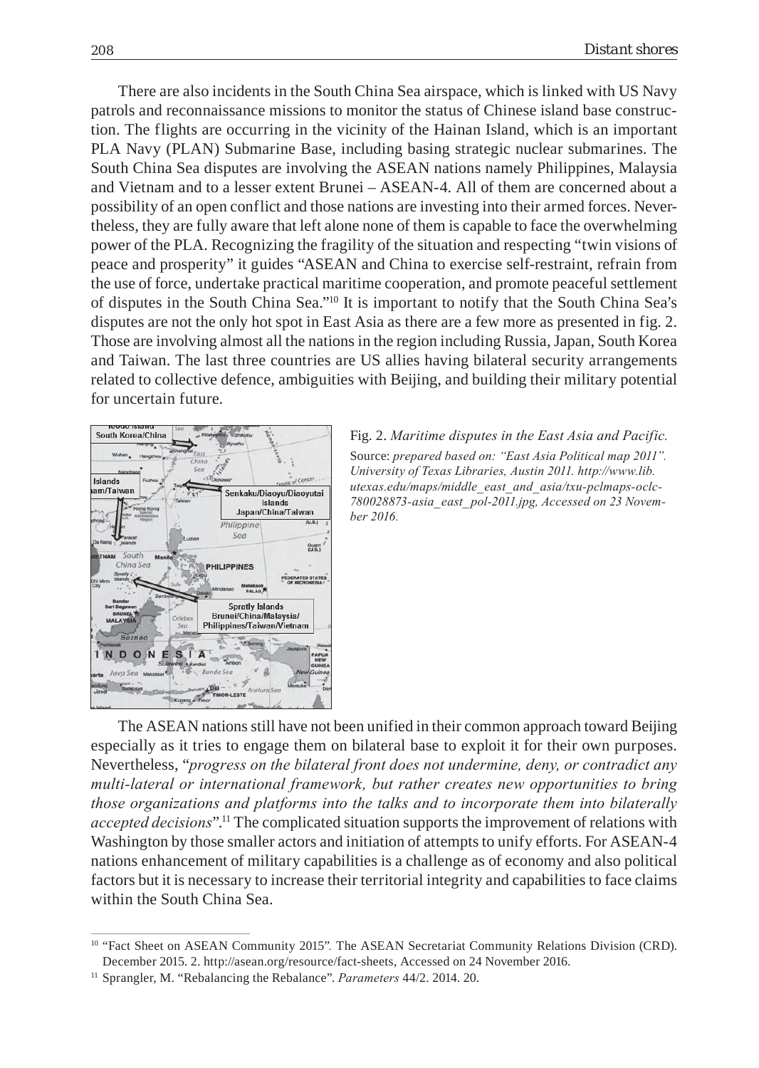There are also incidents in the South China Sea airspace, which is linked with US Navy patrols and reconnaissance missions to monitor the status of Chinese island base construction. The flights are occurring in the vicinity of the Hainan Island, which is an important PLA Navy (PLAN) Submarine Base, including basing strategic nuclear submarines. The South China Sea disputes are involving the ASEAN nations namely Philippines, Malaysia and Vietnam and to a lesser extent Brunei – ASEAN-4. All of them are concerned about a possibility of an open conflict and those nations are investing into their armed forces. Nevertheless, they are fully aware that left alone none of them is capable to face the overwhelming power of the PLA. Recognizing the fragility of the situation and respecting "twin visions of peace and prosperity" it guides "ASEAN and China to exercise self-restraint, refrain from the use of force, undertake practical maritime cooperation, and promote peaceful settlement of disputes in the South China Sea."[10] It is important to notify that the South China Sea's disputes are not the only hot spot in East Asia as there are a few more as presented in fig. 2. Those are involving almost all the nations in the region including Russia, Japan, South Korea and Taiwan. The last three countries are US allies having bilateral security arrangements related to collective defence, ambiguities with Beijing, and building their military potential for uncertain future.

Fig. 2. *Maritime disputes in the East Asia and Pacific.*
Source: *prepared based on: "East Asia Political map 2011". University of Texas Libraries, Austin 2011. http://www.lib.utexas.edu/maps/middle_east_and_asia/txu-pclmaps-oclc-780028873-asia_east_pol-2011.jpg, Accessed on 23 November 2016.*

The ASEAN nations still have not been unified in their common approach toward Beijing especially as it tries to engage them on bilateral base to exploit it for their own purposes. Nevertheless, "*progress on the bilateral front does not undermine, deny, or contradict any multi-lateral or international framework, but rather creates new opportunities to bring those organizations and platforms into the talks and to incorporate them into bilaterally accepted decisions*".[11] The complicated situation supports the improvement of relations with Washington by those smaller actors and initiation of attempts to unify efforts. For ASEAN-4 nations enhancement of military capabilities is a challenge as of economy and also political factors but it is necessary to increase their territorial integrity and capabilities to face claims within the South China Sea.

[10] "Fact Sheet on ASEAN Community 2015". The ASEAN Secretariat Community Relations Division (CRD). December 2015. 2. http://asean.org/resource/fact-sheets, Accessed on 24 November 2016.

[11] Sprangler, M. "Rebalancing the Rebalance". *Parameters* 44/2. 2014. 20.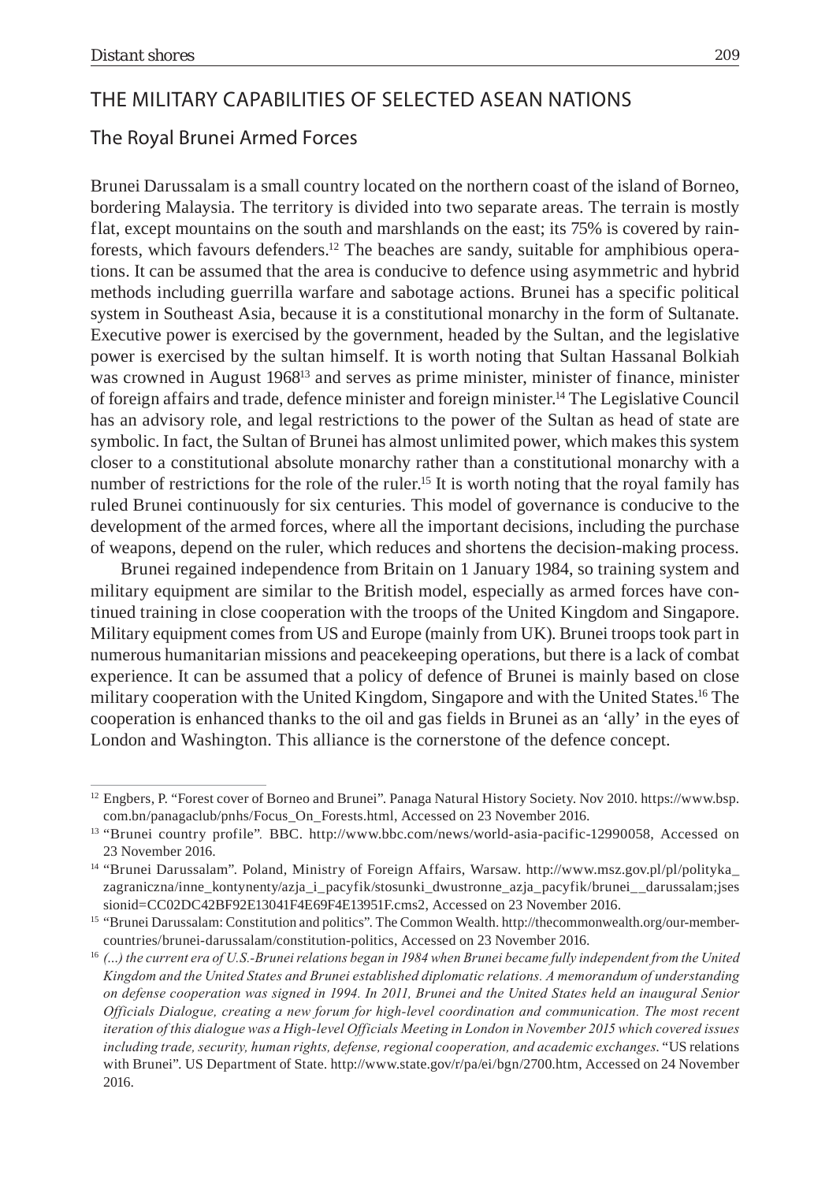## THE MILITARY CAPABILITIES OF SELECTED ASEAN NATIONS

### The Royal Brunei Armed Forces

Brunei Darussalam is a small country located on the northern coast of the island of Borneo, bordering Malaysia. The territory is divided into two separate areas. The terrain is mostly flat, except mountains on the south and marshlands on the east; its 75% is covered by rainforests, which favours defenders.[12] The beaches are sandy, suitable for amphibious operations. It can be assumed that the area is conducive to defence using asymmetric and hybrid methods including guerrilla warfare and sabotage actions. Brunei has a specific political system in Southeast Asia, because it is a constitutional monarchy in the form of Sultanate. Executive power is exercised by the government, headed by the Sultan, and the legislative power is exercised by the sultan himself. It is worth noting that Sultan Hassanal Bolkiah was crowned in August 1968[13] and serves as prime minister, minister of finance, minister of foreign affairs and trade, defence minister and foreign minister.[14] The Legislative Council has an advisory role, and legal restrictions to the power of the Sultan as head of state are symbolic. In fact, the Sultan of Brunei has almost unlimited power, which makes this system closer to a constitutional absolute monarchy rather than a constitutional monarchy with a number of restrictions for the role of the ruler.[15] It is worth noting that the royal family has ruled Brunei continuously for six centuries. This model of governance is conducive to the development of the armed forces, where all the important decisions, including the purchase of weapons, depend on the ruler, which reduces and shortens the decision-making process.

Brunei regained independence from Britain on 1 January 1984, so training system and military equipment are similar to the British model, especially as armed forces have continued training in close cooperation with the troops of the United Kingdom and Singapore. Military equipment comes from US and Europe (mainly from UK). Brunei troops took part in numerous humanitarian missions and peacekeeping operations, but there is a lack of combat experience. It can be assumed that a policy of defence of Brunei is mainly based on close military cooperation with the United Kingdom, Singapore and with the United States.[16] The cooperation is enhanced thanks to the oil and gas fields in Brunei as an 'ally' in the eyes of London and Washington. This alliance is the cornerstone of the defence concept.

---

[12] Engbers, P. "Forest cover of Borneo and Brunei". Panaga Natural History Society. Nov 2010. https://www.bsp.com.bn/panagaclub/pnhs/Focus_On_Forests.html, Accessed on 23 November 2016.

[13] "Brunei country profile". BBC. http://www.bbc.com/news/world-asia-pacific-12990058, Accessed on 23 November 2016.

[14] "Brunei Darussalam". Poland, Ministry of Foreign Affairs, Warsaw. http://www.msz.gov.pl/pl/polityka_zagraniczna/inne_kontynenty/azja_i_pacyfik/stosunki_dwustronne_azja_pacyfik/brunei__darussalam;jsessionid=CC02DC42BF92E13041F4E69F4E13951F.cms2, Accessed on 23 November 2016.

[15] "Brunei Darussalam: Constitution and politics". The Common Wealth. http://thecommonwealth.org/our-member-countries/brunei-darussalam/constitution-politics, Accessed on 23 November 2016.

[16] *(...) the current era of U.S.-Brunei relations began in 1984 when Brunei became fully independent from the United Kingdom and the United States and Brunei established diplomatic relations. A memorandum of understanding on defense cooperation was signed in 1994. In 2011, Brunei and the United States held an inaugural Senior Officials Dialogue, creating a new forum for high-level coordination and communication. The most recent iteration of this dialogue was a High-level Officials Meeting in London in November 2015 which covered issues including trade, security, human rights, defense, regional cooperation, and academic exchanges*. "US relations with Brunei". US Department of State. http://www.state.gov/r/pa/ei/bgn/2700.htm, Accessed on 24 November 2016.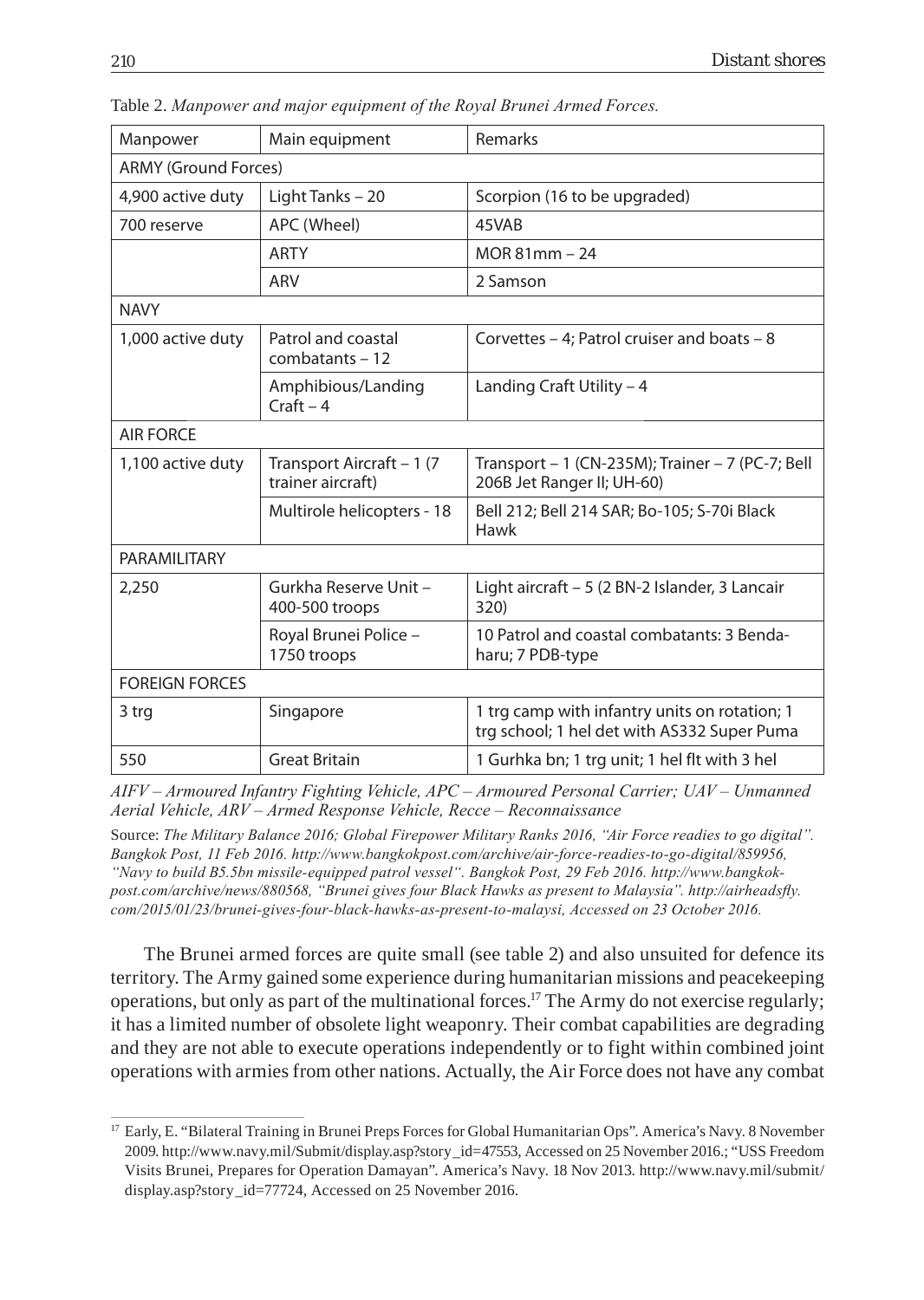Table 2. *Manpower and major equipment of the Royal Brunei Armed Forces.*

| Manpower | Main equipment | Remarks |
| --- | --- | --- |
| ARMY (Ground Forces) | | |
| 4,900 active duty | Light Tanks – 20 | Scorpion (16 to be upgraded) |
| 700 reserve | APC (Wheel) | 45VAB |
| | ARTY | MOR 81mm – 24 |
| | ARV | 2 Samson |
| NAVY | | |
| 1,000 active duty | Patrol and coastal combatants – 12 | Corvettes – 4; Patrol cruiser and boats – 8 |
| | Amphibious/Landing Craft – 4 | Landing Craft Utility – 4 |
| AIR FORCE | | |
| 1,100 active duty | Transport Aircraft – 1 (7 trainer aircraft) | Transport – 1 (CN-235M); Trainer – 7 (PC-7; Bell 206B Jet Ranger II; UH-60) |
| | Multirole helicopters - 18 | Bell 212; Bell 214 SAR; Bo-105; S-70i Black Hawk |
| PARAMILITARY | | |
| 2,250 | Gurkha Reserve Unit – 400-500 troops | Light aircraft – 5 (2 BN-2 Islander, 3 Lancair 320) |
| | Royal Brunei Police – 1750 troops | 10 Patrol and coastal combatants: 3 Bendaharu; 7 PDB-type |
| FOREIGN FORCES | | |
| 3 trg | Singapore | 1 trg camp with infantry units on rotation; 1 trg school; 1 hel det with AS332 Super Puma |
| 550 | Great Britain | 1 Gurhka bn; 1 trg unit; 1 hel flt with 3 hel |

*AIFV – Armoured Infantry Fighting Vehicle, APC – Armoured Personal Carrier; UAV – Unmanned Aerial Vehicle, ARV – Armed Response Vehicle, Recce – Reconnaissance*

Source: *The Military Balance 2016; Global Firepower Military Ranks 2016, "Air Force readies to go digital". Bangkok Post, 11 Feb 2016. http://www.bangkokpost.com/archive/air-force-readies-to-go-digital/859956, "Navy to build B5.5bn missile-equipped patrol vessel". Bangkok Post, 29 Feb 2016. http://www.bangkokpost.com/archive/news/880568, "Brunei gives four Black Hawks as present to Malaysia". http://airheadsfly.com/2015/01/23/brunei-gives-four-black-hawks-as-present-to-malaysi, Accessed on 23 October 2016.*

The Brunei armed forces are quite small (see table 2) and also unsuited for defence its territory. The Army gained some experience during humanitarian missions and peacekeeping operations, but only as part of the multinational forces.[17] The Army do not exercise regularly; it has a limited number of obsolete light weaponry. Their combat capabilities are degrading and they are not able to execute operations independently or to fight within combined joint operations with armies from other nations. Actually, the Air Force does not have any combat

[17] Early, E. "Bilateral Training in Brunei Preps Forces for Global Humanitarian Ops". America's Navy. 8 November 2009. http://www.navy.mil/Submit/display.asp?story_id=47553, Accessed on 25 November 2016.; "USS Freedom Visits Brunei, Prepares for Operation Damayan". America's Navy. 18 Nov 2013. http://www.navy.mil/submit/display.asp?story_id=77724, Accessed on 25 November 2016.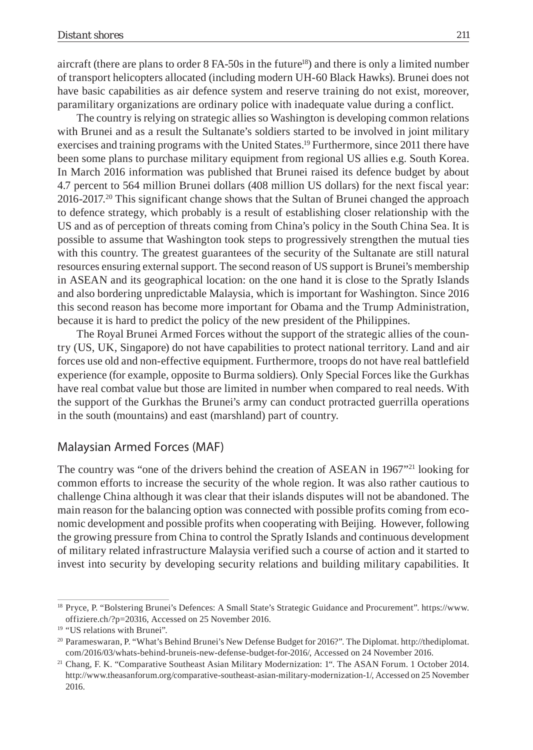aircraft (there are plans to order 8 FA-50s in the future[18]) and there is only a limited number of transport helicopters allocated (including modern UH-60 Black Hawks). Brunei does not have basic capabilities as air defence system and reserve training do not exist, moreover, paramilitary organizations are ordinary police with inadequate value during a conflict.

The country is relying on strategic allies so Washington is developing common relations with Brunei and as a result the Sultanate's soldiers started to be involved in joint military exercises and training programs with the United States.[19] Furthermore, since 2011 there have been some plans to purchase military equipment from regional US allies e.g. South Korea. In March 2016 information was published that Brunei raised its defence budget by about 4.7 percent to 564 million Brunei dollars (408 million US dollars) for the next fiscal year: 2016-2017.[20] This significant change shows that the Sultan of Brunei changed the approach to defence strategy, which probably is a result of establishing closer relationship with the US and as of perception of threats coming from China's policy in the South China Sea. It is possible to assume that Washington took steps to progressively strengthen the mutual ties with this country. The greatest guarantees of the security of the Sultanate are still natural resources ensuring external support. The second reason of US support is Brunei's membership in ASEAN and its geographical location: on the one hand it is close to the Spratly Islands and also bordering unpredictable Malaysia, which is important for Washington. Since 2016 this second reason has become more important for Obama and the Trump Administration, because it is hard to predict the policy of the new president of the Philippines.

The Royal Brunei Armed Forces without the support of the strategic allies of the country (US, UK, Singapore) do not have capabilities to protect national territory. Land and air forces use old and non-effective equipment. Furthermore, troops do not have real battlefield experience (for example, opposite to Burma soldiers). Only Special Forces like the Gurkhas have real combat value but those are limited in number when compared to real needs. With the support of the Gurkhas the Brunei's army can conduct protracted guerrilla operations in the south (mountains) and east (marshland) part of country.

## Malaysian Armed Forces (MAF)

The country was "one of the drivers behind the creation of ASEAN in 1967"[21] looking for common efforts to increase the security of the whole region. It was also rather cautious to challenge China although it was clear that their islands disputes will not be abandoned. The main reason for the balancing option was connected with possible profits coming from economic development and possible profits when cooperating with Beijing. However, following the growing pressure from China to control the Spratly Islands and continuous development of military related infrastructure Malaysia verified such a course of action and it started to invest into security by developing security relations and building military capabilities. It

---

[18] Pryce, P. "Bolstering Brunei's Defences: A Small State's Strategic Guidance and Procurement". https://www.offiziere.ch/?p=20316, Accessed on 25 November 2016.

[19] "US relations with Brunei".

[20] Parameswaran, P. "What's Behind Brunei's New Defense Budget for 2016?". The Diplomat. http://thediplomat.com/2016/03/whats-behind-bruneis-new-defense-budget-for-2016/, Accessed on 24 November 2016.

[21] Chang, F. K. "Comparative Southeast Asian Military Modernization: 1". The ASAN Forum. 1 October 2014. http://www.theasanforum.org/comparative-southeast-asian-military-modernization-1/, Accessed on 25 November 2016.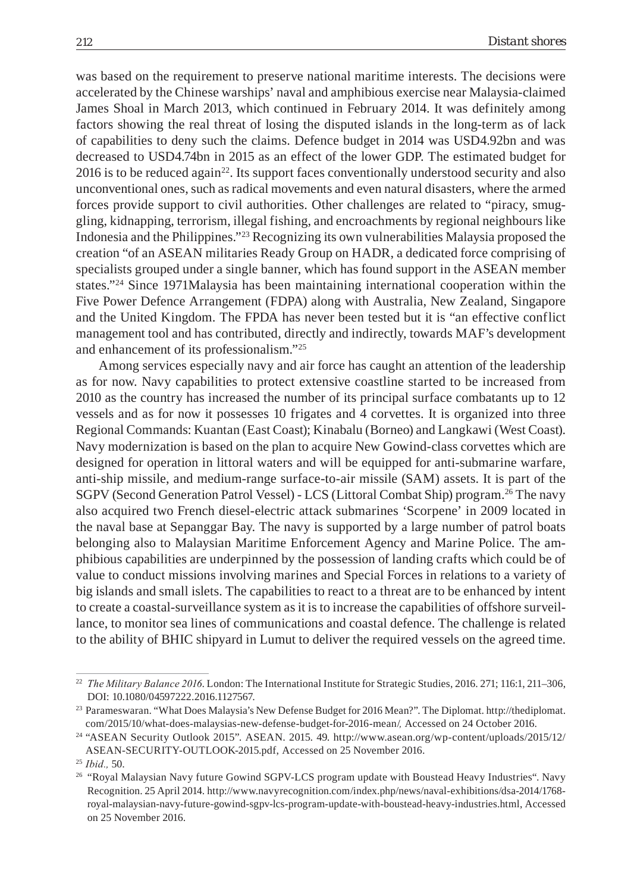was based on the requirement to preserve national maritime interests. The decisions were accelerated by the Chinese warships' naval and amphibious exercise near Malaysia-claimed James Shoal in March 2013, which continued in February 2014. It was definitely among factors showing the real threat of losing the disputed islands in the long-term as of lack of capabilities to deny such the claims. Defence budget in 2014 was USD4.92bn and was decreased to USD4.74bn in 2015 as an effect of the lower GDP. The estimated budget for 2016 is to be reduced again[22]. Its support faces conventionally understood security and also unconventional ones, such as radical movements and even natural disasters, where the armed forces provide support to civil authorities. Other challenges are related to "piracy, smuggling, kidnapping, terrorism, illegal fishing, and encroachments by regional neighbours like Indonesia and the Philippines."[23] Recognizing its own vulnerabilities Malaysia proposed the creation "of an ASEAN militaries Ready Group on HADR, a dedicated force comprising of specialists grouped under a single banner, which has found support in the ASEAN member states."[24] Since 1971Malaysia has been maintaining international cooperation within the Five Power Defence Arrangement (FDPA) along with Australia, New Zealand, Singapore and the United Kingdom. The FPDA has never been tested but it is "an effective conflict management tool and has contributed, directly and indirectly, towards MAF's development and enhancement of its professionalism."[25]

Among services especially navy and air force has caught an attention of the leadership as for now. Navy capabilities to protect extensive coastline started to be increased from 2010 as the country has increased the number of its principal surface combatants up to 12 vessels and as for now it possesses 10 frigates and 4 corvettes. It is organized into three Regional Commands: Kuantan (East Coast); Kinabalu (Borneo) and Langkawi (West Coast). Navy modernization is based on the plan to acquire New Gowind-class corvettes which are designed for operation in littoral waters and will be equipped for anti-submarine warfare, anti-ship missile, and medium-range surface-to-air missile (SAM) assets. It is part of the SGPV (Second Generation Patrol Vessel) - LCS (Littoral Combat Ship) program.[26] The navy also acquired two French diesel-electric attack submarines 'Scorpene' in 2009 located in the naval base at Sepanggar Bay. The navy is supported by a large number of patrol boats belonging also to Malaysian Maritime Enforcement Agency and Marine Police. The amphibious capabilities are underpinned by the possession of landing crafts which could be of value to conduct missions involving marines and Special Forces in relations to a variety of big islands and small islets. The capabilities to react to a threat are to be enhanced by intent to create a coastal-surveillance system as it is to increase the capabilities of offshore surveillance, to monitor sea lines of communications and coastal defence. The challenge is related to the ability of BHIC shipyard in Lumut to deliver the required vessels on the agreed time.

---

[22] *The Military Balance 2016*. London: The International Institute for Strategic Studies, 2016. 271; 116:1, 211–306, DOI: 10.1080/04597222.2016.1127567.

[23] Parameswaran. "What Does Malaysia's New Defense Budget for 2016 Mean?". The Diplomat. http://thediplomat.com/2015/10/what-does-malaysias-new-defense-budget-for-2016-mean/, Accessed on 24 October 2016.

[24] "ASEAN Security Outlook 2015". ASEAN. 2015. 49. http://www.asean.org/wp-content/uploads/2015/12/ASEAN-SECURITY-OUTLOOK-2015.pdf, Accessed on 25 November 2016.

[25] *Ibid.,* 50.

[26] "Royal Malaysian Navy future Gowind SGPV-LCS program update with Boustead Heavy Industries". Navy Recognition. 25 April 2014. http://www.navyrecognition.com/index.php/news/naval-exhibitions/dsa-2014/1768-royal-malaysian-navy-future-gowind-sgpv-lcs-program-update-with-boustead-heavy-industries.html, Accessed on 25 November 2016.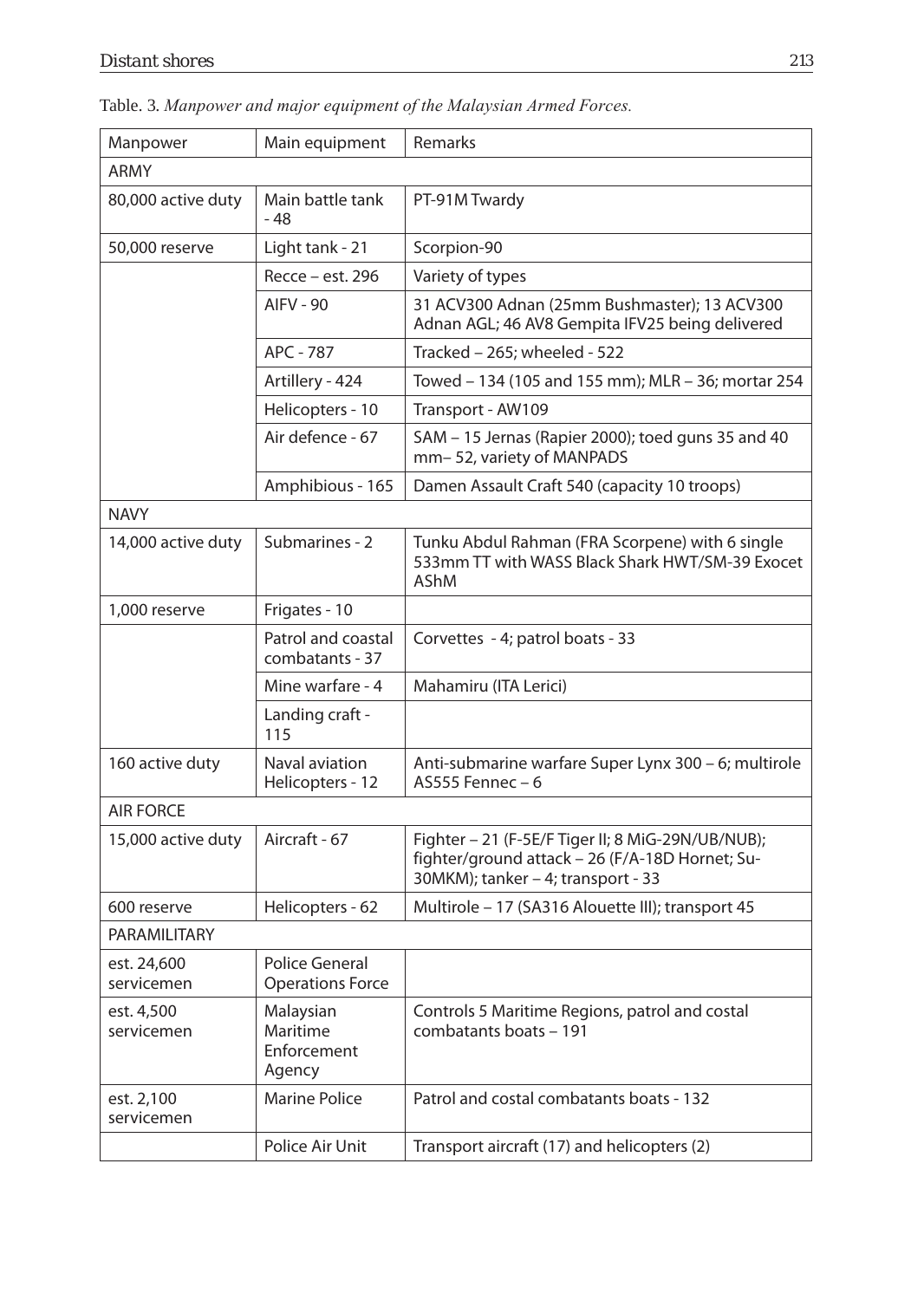Table. 3. *Manpower and major equipment of the Malaysian Armed Forces.*

| Manpower | Main equipment | Remarks |
|---|---|---|
| ARMY | | |
| 80,000 active duty | Main battle tank - 48 | PT-91M Twardy |
| 50,000 reserve | Light tank - 21 | Scorpion-90 |
| | Recce – est. 296 | Variety of types |
| | AIFV - 90 | 31 ACV300 Adnan (25mm Bushmaster); 13 ACV300 Adnan AGL; 46 AV8 Gempita IFV25 being delivered |
| | APC - 787 | Tracked – 265; wheeled - 522 |
| | Artillery - 424 | Towed – 134 (105 and 155 mm); MLR – 36; mortar 254 |
| | Helicopters - 10 | Transport - AW109 |
| | Air defence - 67 | SAM – 15 Jernas (Rapier 2000); toed guns 35 and 40 mm– 52, variety of MANPADS |
| | Amphibious - 165 | Damen Assault Craft 540 (capacity 10 troops) |
| NAVY | | |
| 14,000 active duty | Submarines - 2 | Tunku Abdul Rahman (FRA Scorpene) with 6 single 533mm TT with WASS Black Shark HWT/SM-39 Exocet AShM |
| 1,000 reserve | Frigates - 10 | |
| | Patrol and coastal combatants - 37 | Corvettes - 4; patrol boats - 33 |
| | Mine warfare - 4 | Mahamiru (ITA Lerici) |
| | Landing craft - 115 | |
| 160 active duty | Naval aviation Helicopters - 12 | Anti-submarine warfare Super Lynx 300 – 6; multirole AS555 Fennec – 6 |
| AIR FORCE | | |
| 15,000 active duty | Aircraft - 67 | Fighter – 21 (F-5E/F Tiger II; 8 MiG-29N/UB/NUB); fighter/ground attack – 26 (F/A-18D Hornet; Su-30MKM); tanker – 4; transport - 33 |
| 600 reserve | Helicopters - 62 | Multirole – 17 (SA316 Alouette III); transport 45 |
| PARAMILITARY | | |
| est. 24,600 servicemen | Police General Operations Force | |
| est. 4,500 servicemen | Malaysian Maritime Enforcement Agency | Controls 5 Maritime Regions, patrol and costal combatants boats – 191 |
| est. 2,100 servicemen | Marine Police | Patrol and costal combatants boats - 132 |
| | Police Air Unit | Transport aircraft (17) and helicopters (2) |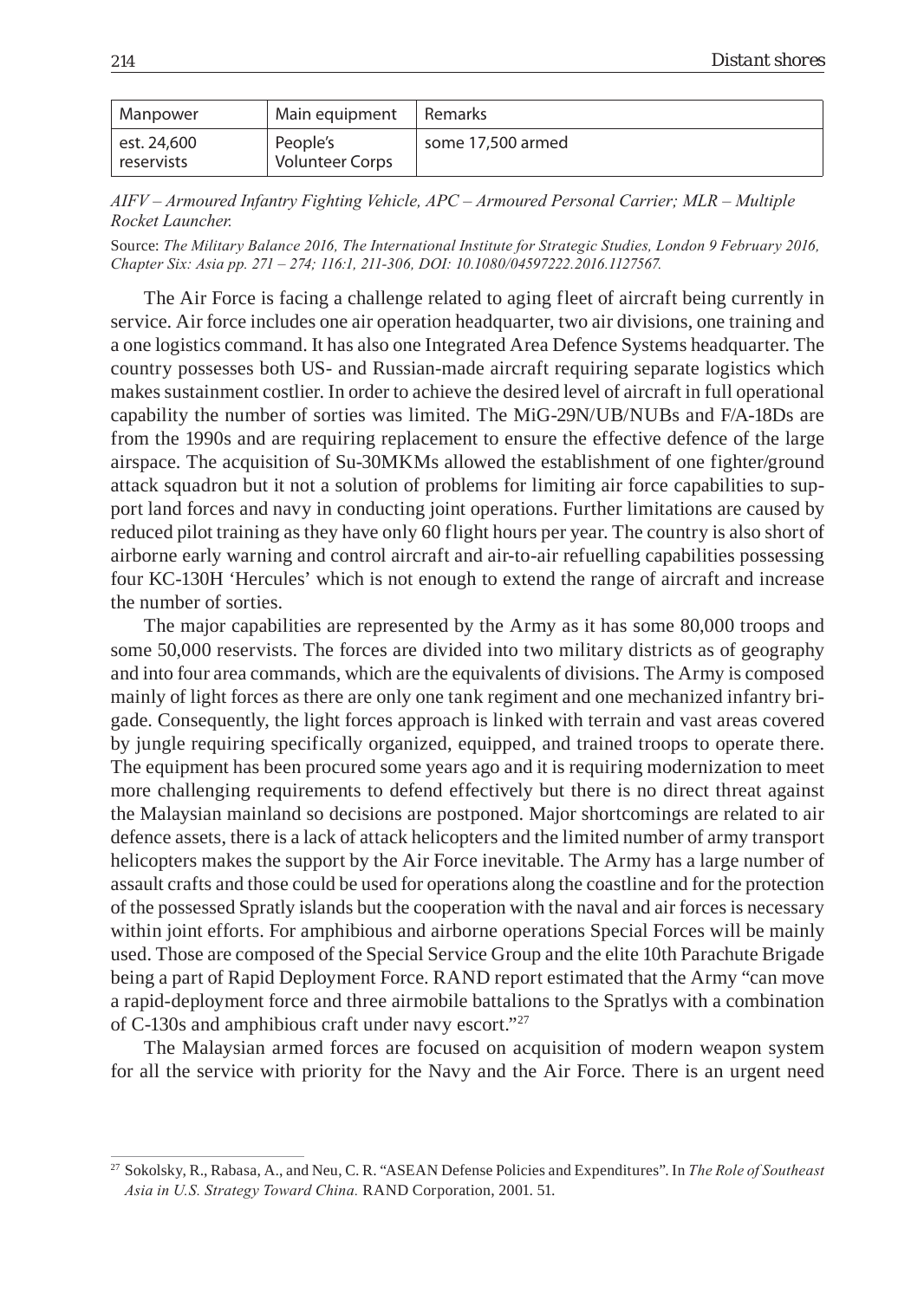| Manpower | Main equipment | Remarks |
| --- | --- | --- |
| est. 24,600 reservists | People's Volunteer Corps | some 17,500 armed |

*AIFV – Armoured Infantry Fighting Vehicle, APC – Armoured Personal Carrier; MLR – Multiple Rocket Launcher.*

Source: *The Military Balance 2016, The International Institute for Strategic Studies, London 9 February 2016, Chapter Six: Asia pp. 271 – 274; 116:1, 211-306, DOI: 10.1080/04597222.2016.1127567.*

The Air Force is facing a challenge related to aging fleet of aircraft being currently in service. Air force includes one air operation headquarter, two air divisions, one training and a one logistics command. It has also one Integrated Area Defence Systems headquarter. The country possesses both US- and Russian-made aircraft requiring separate logistics which makes sustainment costlier. In order to achieve the desired level of aircraft in full operational capability the number of sorties was limited. The MiG-29N/UB/NUBs and F/A-18Ds are from the 1990s and are requiring replacement to ensure the effective defence of the large airspace. The acquisition of Su-30MKMs allowed the establishment of one fighter/ground attack squadron but it not a solution of problems for limiting air force capabilities to support land forces and navy in conducting joint operations. Further limitations are caused by reduced pilot training as they have only 60 flight hours per year. The country is also short of airborne early warning and control aircraft and air-to-air refuelling capabilities possessing four KC-130H 'Hercules' which is not enough to extend the range of aircraft and increase the number of sorties.

The major capabilities are represented by the Army as it has some 80,000 troops and some 50,000 reservists. The forces are divided into two military districts as of geography and into four area commands, which are the equivalents of divisions. The Army is composed mainly of light forces as there are only one tank regiment and one mechanized infantry brigade. Consequently, the light forces approach is linked with terrain and vast areas covered by jungle requiring specifically organized, equipped, and trained troops to operate there. The equipment has been procured some years ago and it is requiring modernization to meet more challenging requirements to defend effectively but there is no direct threat against the Malaysian mainland so decisions are postponed. Major shortcomings are related to air defence assets, there is a lack of attack helicopters and the limited number of army transport helicopters makes the support by the Air Force inevitable. The Army has a large number of assault crafts and those could be used for operations along the coastline and for the protection of the possessed Spratly islands but the cooperation with the naval and air forces is necessary within joint efforts. For amphibious and airborne operations Special Forces will be mainly used. Those are composed of the Special Service Group and the elite 10th Parachute Brigade being a part of Rapid Deployment Force. RAND report estimated that the Army "can move a rapid-deployment force and three airmobile battalions to the Spratlys with a combination of C-130s and amphibious craft under navy escort."[27]

The Malaysian armed forces are focused on acquisition of modern weapon system for all the service with priority for the Navy and the Air Force. There is an urgent need

---

[27] Sokolsky, R., Rabasa, A., and Neu, C. R. "ASEAN Defense Policies and Expenditures". In *The Role of Southeast Asia in U.S. Strategy Toward China.* RAND Corporation, 2001. 51.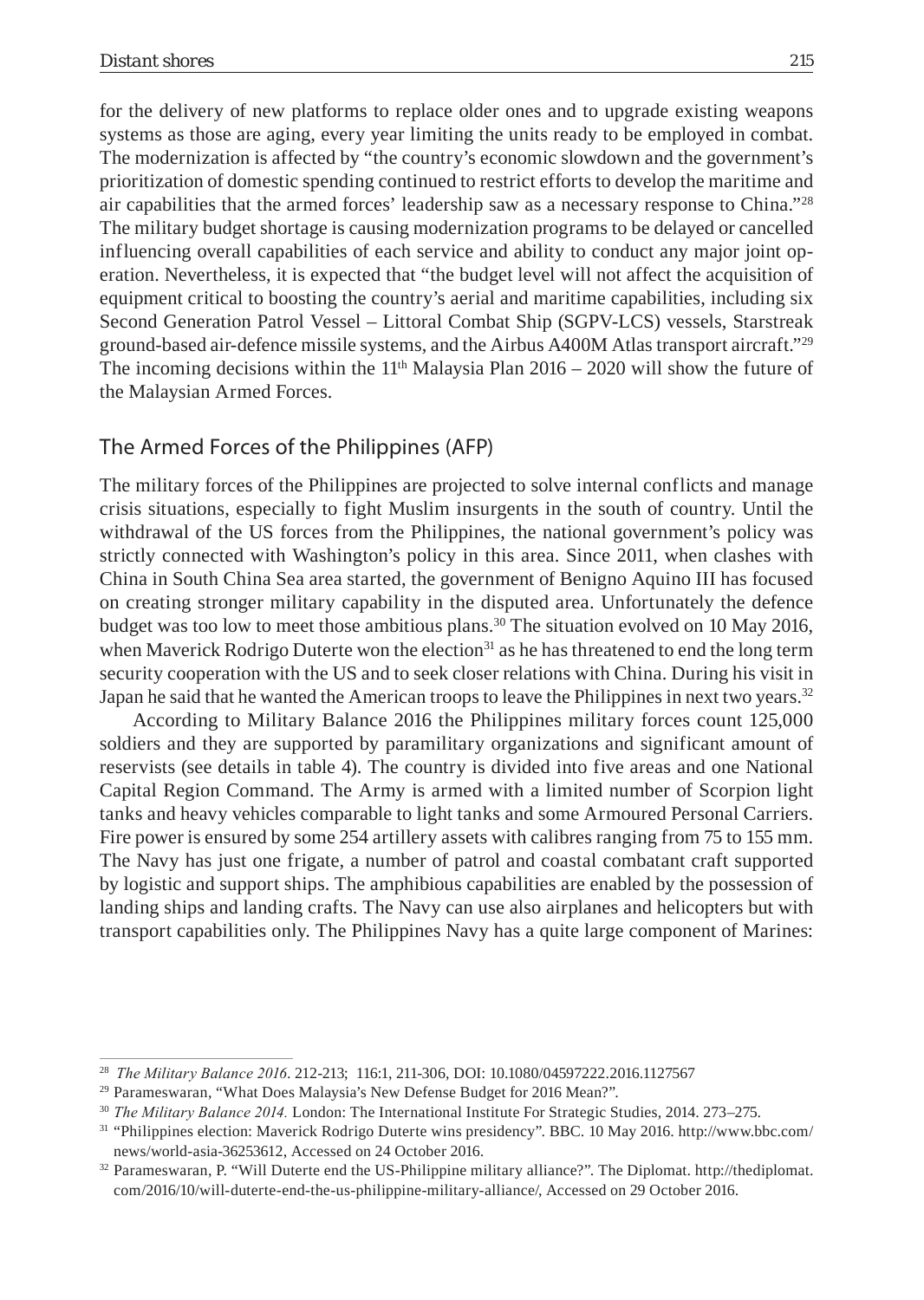for the delivery of new platforms to replace older ones and to upgrade existing weapons systems as those are aging, every year limiting the units ready to be employed in combat. The modernization is affected by "the country's economic slowdown and the government's prioritization of domestic spending continued to restrict efforts to develop the maritime and air capabilities that the armed forces' leadership saw as a necessary response to China."[28] The military budget shortage is causing modernization programs to be delayed or cancelled influencing overall capabilities of each service and ability to conduct any major joint operation. Nevertheless, it is expected that "the budget level will not affect the acquisition of equipment critical to boosting the country's aerial and maritime capabilities, including six Second Generation Patrol Vessel – Littoral Combat Ship (SGPV-LCS) vessels, Starstreak ground-based air-defence missile systems, and the Airbus A400M Atlas transport aircraft."[29] The incoming decisions within the 11th Malaysia Plan 2016 – 2020 will show the future of the Malaysian Armed Forces.

## The Armed Forces of the Philippines (AFP)

The military forces of the Philippines are projected to solve internal conflicts and manage crisis situations, especially to fight Muslim insurgents in the south of country. Until the withdrawal of the US forces from the Philippines, the national government's policy was strictly connected with Washington's policy in this area. Since 2011, when clashes with China in South China Sea area started, the government of Benigno Aquino III has focused on creating stronger military capability in the disputed area. Unfortunately the defence budget was too low to meet those ambitious plans.[30] The situation evolved on 10 May 2016, when Maverick Rodrigo Duterte won the election[31] as he has threatened to end the long term security cooperation with the US and to seek closer relations with China. During his visit in Japan he said that he wanted the American troops to leave the Philippines in next two years.[32]

According to Military Balance 2016 the Philippines military forces count 125,000 soldiers and they are supported by paramilitary organizations and significant amount of reservists (see details in table 4). The country is divided into five areas and one National Capital Region Command. The Army is armed with a limited number of Scorpion light tanks and heavy vehicles comparable to light tanks and some Armoured Personal Carriers. Fire power is ensured by some 254 artillery assets with calibres ranging from 75 to 155 mm. The Navy has just one frigate, a number of patrol and coastal combatant craft supported by logistic and support ships. The amphibious capabilities are enabled by the possession of landing ships and landing crafts. The Navy can use also airplanes and helicopters but with transport capabilities only. The Philippines Navy has a quite large component of Marines:

---

[28] *The Military Balance 2016*. 212-213; 116:1, 211-306, DOI: 10.1080/04597222.2016.1127567

[29] Parameswaran, "What Does Malaysia's New Defense Budget for 2016 Mean?".

[30] *The Military Balance 2014.* London: The International Institute For Strategic Studies, 2014. 273–275.

[31] "Philippines election: Maverick Rodrigo Duterte wins presidency". BBC. 10 May 2016. http://www.bbc.com/news/world-asia-36253612, Accessed on 24 October 2016.

[32] Parameswaran, P. "Will Duterte end the US-Philippine military alliance?". The Diplomat. http://thediplomat.com/2016/10/will-duterte-end-the-us-philippine-military-alliance/, Accessed on 29 October 2016.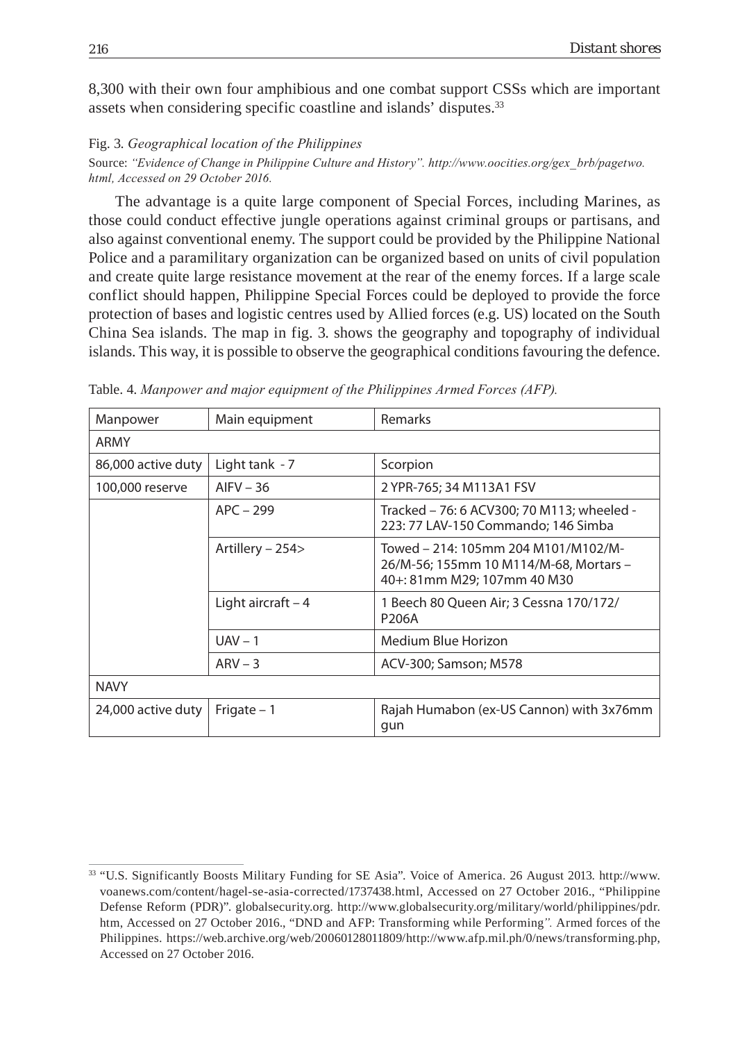8,300 with their own four amphibious and one combat support CSSs which are important assets when considering specific coastline and islands' disputes.[33]

Fig. 3. *Geographical location of the Philippines*

Source: *"Evidence of Change in Philippine Culture and History". http://www.oocities.org/gex_brb/pagetwo.html, Accessed on 29 October 2016.*

The advantage is a quite large component of Special Forces, including Marines, as those could conduct effective jungle operations against criminal groups or partisans, and also against conventional enemy. The support could be provided by the Philippine National Police and a paramilitary organization can be organized based on units of civil population and create quite large resistance movement at the rear of the enemy forces. If a large scale conflict should happen, Philippine Special Forces could be deployed to provide the force protection of bases and logistic centres used by Allied forces (e.g. US) located on the South China Sea islands. The map in fig. 3. shows the geography and topography of individual islands. This way, it is possible to observe the geographical conditions favouring the defence.

Table. 4. *Manpower and major equipment of the Philippines Armed Forces (AFP).*

| Manpower | Main equipment | Remarks |
|---|---|---|
| ARMY | | |
| 86,000 active duty | Light tank - 7 | Scorpion |
| 100,000 reserve | AIFV – 36 | 2 YPR-765; 34 M113A1 FSV |
| | APC – 299 | Tracked – 76: 6 ACV300; 70 M113; wheeled - 223: 77 LAV-150 Commando; 146 Simba |
| | Artillery – 254> | Towed – 214: 105mm 204 M101/M102/M-26/M-56; 155mm 10 M114/M-68, Mortars – 40+: 81mm M29; 107mm 40 M30 |
| | Light aircraft – 4 | 1 Beech 80 Queen Air; 3 Cessna 170/172/P206A |
| | UAV – 1 | Medium Blue Horizon |
| | ARV – 3 | ACV-300; Samson; M578 |
| NAVY | | |
| 24,000 active duty | Frigate – 1 | Rajah Humabon (ex-US Cannon) with 3x76mm gun |

[33] "U.S. Significantly Boosts Military Funding for SE Asia". Voice of America. 26 August 2013. http://www.voanews.com/content/hagel-se-asia-corrected/1737438.html, Accessed on 27 October 2016., "Philippine Defense Reform (PDR)". globalsecurity.org. http://www.globalsecurity.org/military/world/philippines/pdr.htm, Accessed on 27 October 2016., "DND and AFP: Transforming while Performing". Armed forces of the Philippines. https://web.archive.org/web/20060128011809/http://www.afp.mil.ph/0/news/transforming.php, Accessed on 27 October 2016.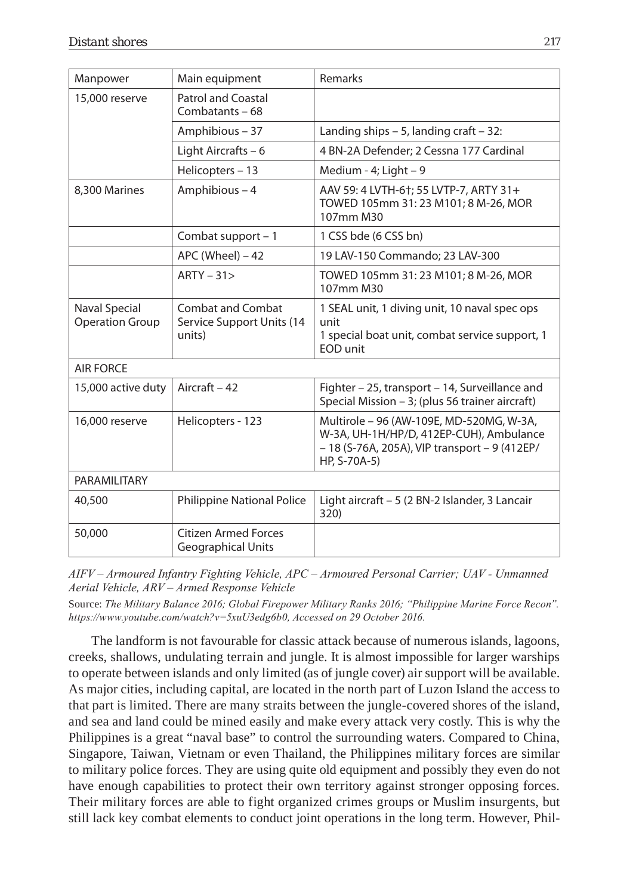| Manpower | Main equipment | Remarks |
|---|---|---|
| 15,000 reserve | Patrol and Coastal Combatants – 68 | |
| | Amphibious – 37 | Landing ships – 5, landing craft – 32: |
| | Light Aircrafts – 6 | 4 BN-2A Defender; 2 Cessna 177 Cardinal |
| | Helicopters – 13 | Medium - 4; Light – 9 |
| 8,300 Marines | Amphibious – 4 | AAV 59: 4 LVTH-6†; 55 LVTP-7, ARTY 31+ TOWED 105mm 31: 23 M101; 8 M-26, MOR 107mm M30 |
| | Combat support – 1 | 1 CSS bde (6 CSS bn) |
| | APC (Wheel) – 42 | 19 LAV-150 Commando; 23 LAV-300 |
| | ARTY – 31> | TOWED 105mm 31: 23 M101; 8 M-26, MOR 107mm M30 |
| Naval Special Operation Group | Combat and Combat Service Support Units (14 units) | 1 SEAL unit, 1 diving unit, 10 naval spec ops unit<br>1 special boat unit, combat service support, 1 EOD unit |
| AIR FORCE | | |
| 15,000 active duty | Aircraft – 42 | Fighter – 25, transport – 14, Surveillance and Special Mission – 3; (plus 56 trainer aircraft) |
| 16,000 reserve | Helicopters - 123 | Multirole – 96 (AW-109E, MD-520MG, W-3A, W-3A, UH-1H/HP/D, 412EP-CUH), Ambulance – 18 (S-76A, 205A), VIP transport – 9 (412EP/HP, S-70A-5) |
| PARAMILITARY | | |
| 40,500 | Philippine National Police | Light aircraft – 5 (2 BN-2 Islander, 3 Lancair 320) |
| 50,000 | Citizen Armed Forces Geographical Units | |

*AIFV – Armoured Infantry Fighting Vehicle, APC – Armoured Personal Carrier; UAV - Unmanned Aerial Vehicle, ARV – Armed Response Vehicle*

Source: *The Military Balance 2016; Global Firepower Military Ranks 2016; "Philippine Marine Force Recon". https://www.youtube.com/watch?v=5xuU3edg6b0, Accessed on 29 October 2016.*

The landform is not favourable for classic attack because of numerous islands, lagoons, creeks, shallows, undulating terrain and jungle. It is almost impossible for larger warships to operate between islands and only limited (as of jungle cover) air support will be available. As major cities, including capital, are located in the north part of Luzon Island the access to that part is limited. There are many straits between the jungle-covered shores of the island, and sea and land could be mined easily and make every attack very costly. This is why the Philippines is a great "naval base" to control the surrounding waters. Compared to China, Singapore, Taiwan, Vietnam or even Thailand, the Philippines military forces are similar to military police forces. They are using quite old equipment and possibly they even do not have enough capabilities to protect their own territory against stronger opposing forces. Their military forces are able to fight organized crimes groups or Muslim insurgents, but still lack key combat elements to conduct joint operations in the long term. However, Phil-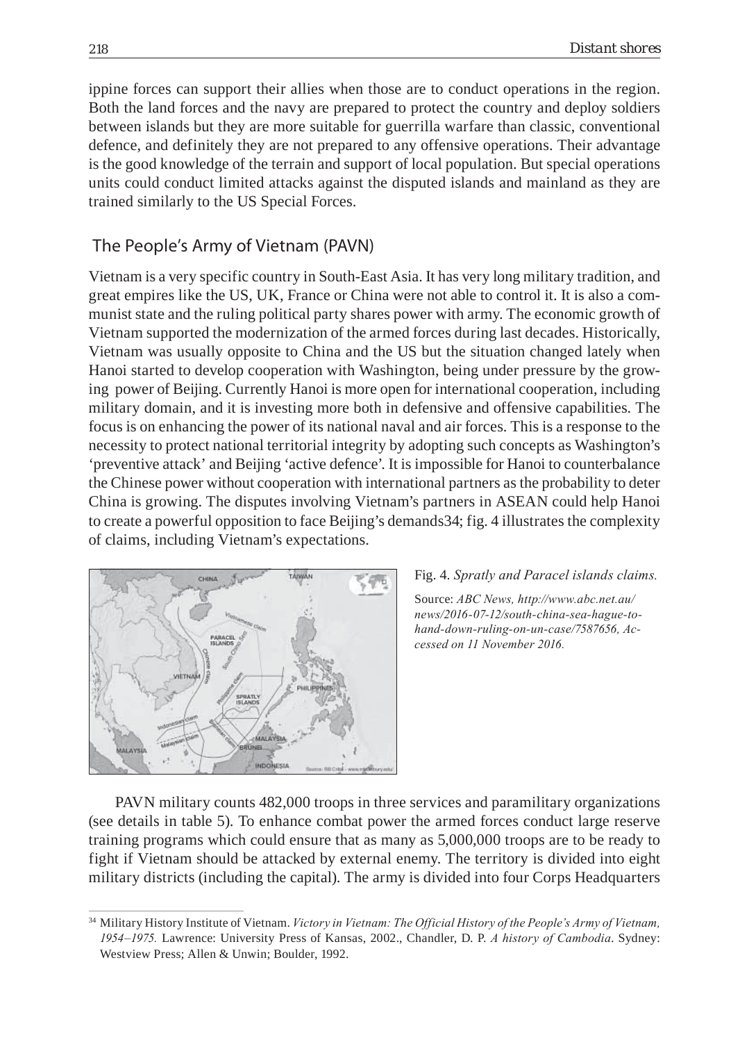ippine forces can support their allies when those are to conduct operations in the region. Both the land forces and the navy are prepared to protect the country and deploy soldiers between islands but they are more suitable for guerrilla warfare than classic, conventional defence, and definitely they are not prepared to any offensive operations. Their advantage is the good knowledge of the terrain and support of local population. But special operations units could conduct limited attacks against the disputed islands and mainland as they are trained similarly to the US Special Forces.

## The People's Army of Vietnam (PAVN)

Vietnam is a very specific country in South-East Asia. It has very long military tradition, and great empires like the US, UK, France or China were not able to control it. It is also a communist state and the ruling political party shares power with army. The economic growth of Vietnam supported the modernization of the armed forces during last decades. Historically, Vietnam was usually opposite to China and the US but the situation changed lately when Hanoi started to develop cooperation with Washington, being under pressure by the growing power of Beijing. Currently Hanoi is more open for international cooperation, including military domain, and it is investing more both in defensive and offensive capabilities. The focus is on enhancing the power of its national naval and air forces. This is a response to the necessity to protect national territorial integrity by adopting such concepts as Washington's 'preventive attack' and Beijing 'active defence'. It is impossible for Hanoi to counterbalance the Chinese power without cooperation with international partners as the probability to deter China is growing. The disputes involving Vietnam's partners in ASEAN could help Hanoi to create a powerful opposition to face Beijing's demands34; fig. 4 illustrates the complexity of claims, including Vietnam's expectations.

Fig. 4. *Spratly and Paracel islands claims.*

Source: *ABC News, http://www.abc.net.au/news/2016-07-12/south-china-sea-hague-to-hand-down-ruling-on-un-case/7587656, Accessed on 11 November 2016.*

PAVN military counts 482,000 troops in three services and paramilitary organizations (see details in table 5). To enhance combat power the armed forces conduct large reserve training programs which could ensure that as many as 5,000,000 troops are to be ready to fight if Vietnam should be attacked by external enemy. The territory is divided into eight military districts (including the capital). The army is divided into four Corps Headquarters

[34] Military History Institute of Vietnam. *Victory in Vietnam: The Official History of the People's Army of Vietnam, 1954–1975.* Lawrence: University Press of Kansas, 2002., Chandler, D. P. *A history of Cambodia*. Sydney: Westview Press; Allen & Unwin; Boulder, 1992.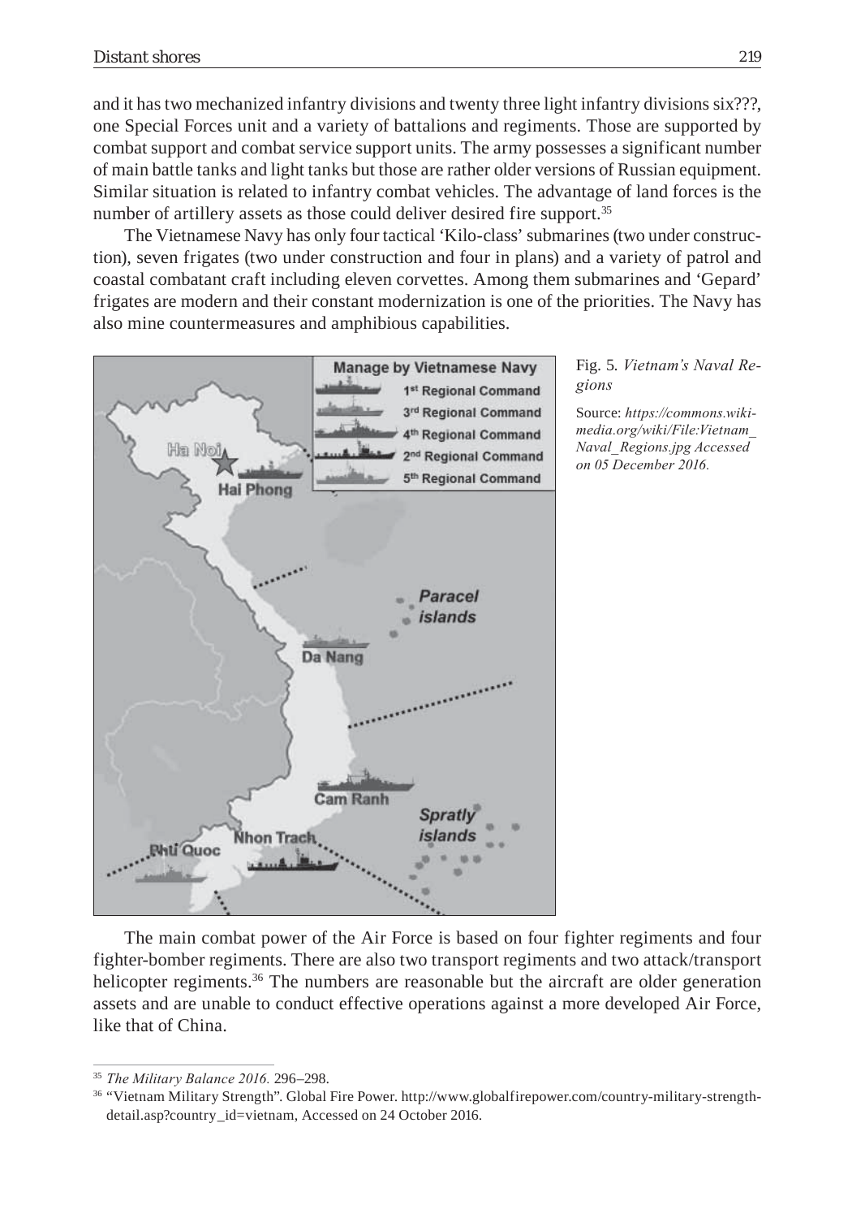and it has two mechanized infantry divisions and twenty three light infantry divisions six???, one Special Forces unit and a variety of battalions and regiments. Those are supported by combat support and combat service support units. The army possesses a significant number of main battle tanks and light tanks but those are rather older versions of Russian equipment. Similar situation is related to infantry combat vehicles. The advantage of land forces is the number of artillery assets as those could deliver desired fire support.[35]

The Vietnamese Navy has only four tactical 'Kilo-class' submarines (two under construction), seven frigates (two under construction and four in plans) and a variety of patrol and coastal combatant craft including eleven corvettes. Among them submarines and 'Gepard' frigates are modern and their constant modernization is one of the priorities. The Navy has also mine countermeasures and amphibious capabilities.

Fig. 5. *Vietnam's Naval Regions*

Source: *https://commons.wikimedia.org/wiki/File:Vietnam_Naval_Regions.jpg Accessed on 05 December 2016.*

The main combat power of the Air Force is based on four fighter regiments and four fighter-bomber regiments. There are also two transport regiments and two attack/transport helicopter regiments.[36] The numbers are reasonable but the aircraft are older generation assets and are unable to conduct effective operations against a more developed Air Force, like that of China.

---

[35] *The Military Balance 2016.* 296–298.

[36] "Vietnam Military Strength". Global Fire Power. http://www.globalfirepower.com/country-military-strength-detail.asp?country_id=vietnam, Accessed on 24 October 2016.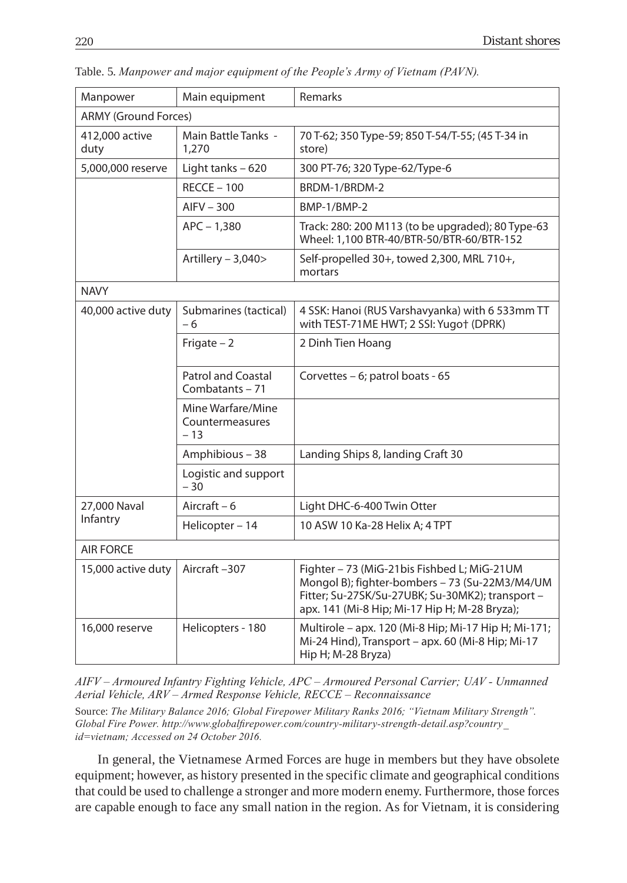Table. 5. *Manpower and major equipment of the People's Army of Vietnam (PAVN).*

| Manpower | Main equipment | Remarks |
|---|---|---|
| ARMY (Ground Forces) | | |
| 412,000 active duty | Main Battle Tanks - 1,270 | 70 T-62; 350 Type-59; 850 T-54/T-55; (45 T-34 in store) |
| 5,000,000 reserve | Light tanks – 620 | 300 PT-76; 320 Type-62/Type-6 |
| | RECCE – 100 | BRDM-1/BRDM-2 |
| | AIFV – 300 | BMP-1/BMP-2 |
| | APC – 1,380 | Track: 280: 200 M113 (to be upgraded); 80 Type-63 Wheel: 1,100 BTR-40/BTR-50/BTR-60/BTR-152 |
| | Artillery – 3,040> | Self-propelled 30+, towed 2,300, MRL 710+, mortars |
| NAVY | | |
| 40,000 active duty | Submarines (tactical) – 6 | 4 SSK: Hanoi (RUS Varshavyanka) with 6 533mm TT with TEST-71ME HWT; 2 SSI: Yugo† (DPRK) |
| | Frigate – 2 | 2 Dinh Tien Hoang |
| | Patrol and Coastal Combatants – 71 | Corvettes – 6; patrol boats - 65 |
| | Mine Warfare/Mine Countermeasures – 13 | |
| | Amphibious – 38 | Landing Ships 8, landing Craft 30 |
| | Logistic and support – 30 | |
| 27,000 Naval Infantry | Aircraft – 6 | Light DHC-6-400 Twin Otter |
| | Helicopter – 14 | 10 ASW 10 Ka-28 Helix A; 4 TPT |
| AIR FORCE | | |
| 15,000 active duty | Aircraft –307 | Fighter – 73 (MiG-21bis Fishbed L; MiG-21UM Mongol B); fighter-bombers – 73 (Su-22M3/M4/UM Fitter; Su-27SK/Su-27UBK; Su-30MK2); transport – apx. 141 (Mi-8 Hip; Mi-17 Hip H; M-28 Bryza); |
| 16,000 reserve | Helicopters - 180 | Multirole – apx. 120 (Mi-8 Hip; Mi-17 Hip H; Mi-171; Mi-24 Hind), Transport – apx. 60 (Mi-8 Hip; Mi-17 Hip H; M-28 Bryza) |

*AIFV – Armoured Infantry Fighting Vehicle, APC – Armoured Personal Carrier; UAV - Unmanned Aerial Vehicle, ARV – Armed Response Vehicle, RECCE – Reconnaissance*

Source: *The Military Balance 2016; Global Firepower Military Ranks 2016; "Vietnam Military Strength". Global Fire Power. http://www.globalfirepower.com/country-military-strength-detail.asp?country_id=vietnam; Accessed on 24 October 2016.*

In general, the Vietnamese Armed Forces are huge in members but they have obsolete equipment; however, as history presented in the specific climate and geographical conditions that could be used to challenge a stronger and more modern enemy. Furthermore, those forces are capable enough to face any small nation in the region. As for Vietnam, it is considering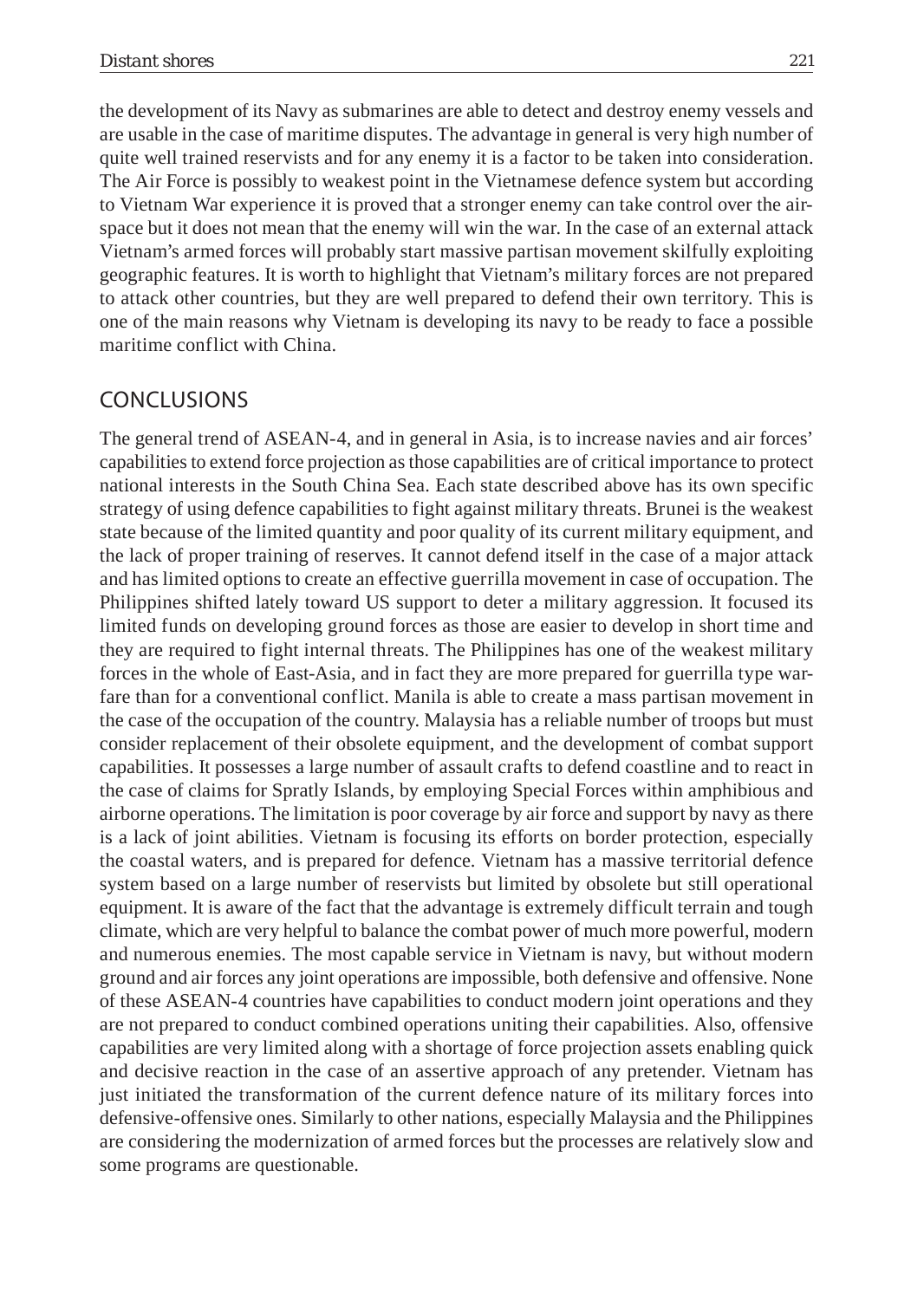the development of its Navy as submarines are able to detect and destroy enemy vessels and are usable in the case of maritime disputes. The advantage in general is very high number of quite well trained reservists and for any enemy it is a factor to be taken into consideration. The Air Force is possibly to weakest point in the Vietnamese defence system but according to Vietnam War experience it is proved that a stronger enemy can take control over the airspace but it does not mean that the enemy will win the war. In the case of an external attack Vietnam's armed forces will probably start massive partisan movement skilfully exploiting geographic features. It is worth to highlight that Vietnam's military forces are not prepared to attack other countries, but they are well prepared to defend their own territory. This is one of the main reasons why Vietnam is developing its navy to be ready to face a possible maritime conflict with China.

## CONCLUSIONS

The general trend of ASEAN-4, and in general in Asia, is to increase navies and air forces' capabilities to extend force projection as those capabilities are of critical importance to protect national interests in the South China Sea. Each state described above has its own specific strategy of using defence capabilities to fight against military threats. Brunei is the weakest state because of the limited quantity and poor quality of its current military equipment, and the lack of proper training of reserves. It cannot defend itself in the case of a major attack and has limited options to create an effective guerrilla movement in case of occupation. The Philippines shifted lately toward US support to deter a military aggression. It focused its limited funds on developing ground forces as those are easier to develop in short time and they are required to fight internal threats. The Philippines has one of the weakest military forces in the whole of East-Asia, and in fact they are more prepared for guerrilla type warfare than for a conventional conflict. Manila is able to create a mass partisan movement in the case of the occupation of the country. Malaysia has a reliable number of troops but must consider replacement of their obsolete equipment, and the development of combat support capabilities. It possesses a large number of assault crafts to defend coastline and to react in the case of claims for Spratly Islands, by employing Special Forces within amphibious and airborne operations. The limitation is poor coverage by air force and support by navy as there is a lack of joint abilities. Vietnam is focusing its efforts on border protection, especially the coastal waters, and is prepared for defence. Vietnam has a massive territorial defence system based on a large number of reservists but limited by obsolete but still operational equipment. It is aware of the fact that the advantage is extremely difficult terrain and tough climate, which are very helpful to balance the combat power of much more powerful, modern and numerous enemies. The most capable service in Vietnam is navy, but without modern ground and air forces any joint operations are impossible, both defensive and offensive. None of these ASEAN-4 countries have capabilities to conduct modern joint operations and they are not prepared to conduct combined operations uniting their capabilities. Also, offensive capabilities are very limited along with a shortage of force projection assets enabling quick and decisive reaction in the case of an assertive approach of any pretender. Vietnam has just initiated the transformation of the current defence nature of its military forces into defensive-offensive ones. Similarly to other nations, especially Malaysia and the Philippines are considering the modernization of armed forces but the processes are relatively slow and some programs are questionable.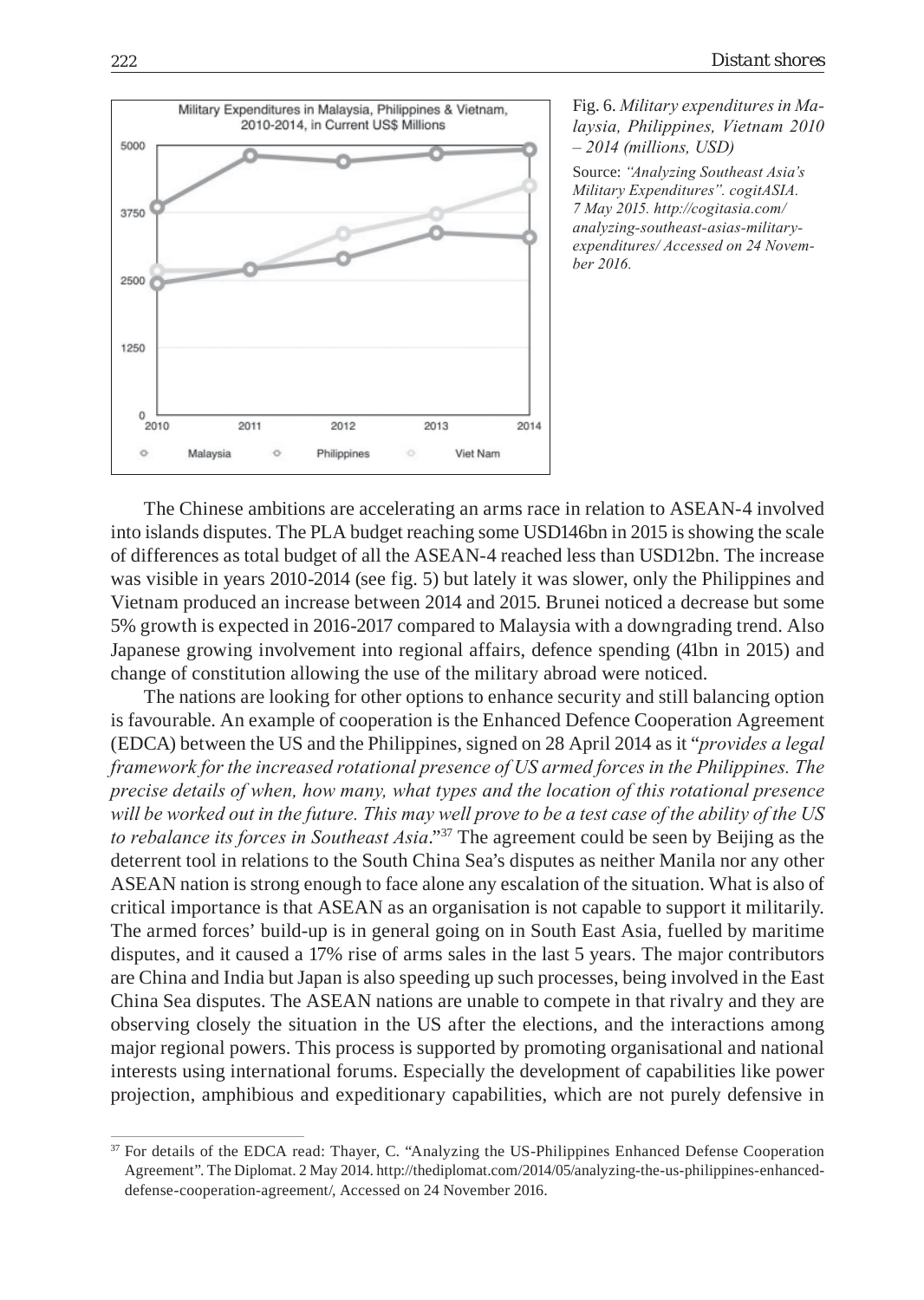Fig. 6. *Military expenditures in Malaysia, Philippines, Vietnam 2010 – 2014 (millions, USD)*

Source: *"Analyzing Southeast Asia's Military Expenditures". cogitASIA. 7 May 2015. http://cogitasia.com/analyzing-southeast-asias-military-expenditures/ Accessed on 24 November 2016.*

The Chinese ambitions are accelerating an arms race in relation to ASEAN-4 involved into islands disputes. The PLA budget reaching some USD146bn in 2015 is showing the scale of differences as total budget of all the ASEAN-4 reached less than USD12bn. The increase was visible in years 2010-2014 (see fig. 5) but lately it was slower, only the Philippines and Vietnam produced an increase between 2014 and 2015. Brunei noticed a decrease but some 5% growth is expected in 2016-2017 compared to Malaysia with a downgrading trend. Also Japanese growing involvement into regional affairs, defence spending (41bn in 2015) and change of constitution allowing the use of the military abroad were noticed.

The nations are looking for other options to enhance security and still balancing option is favourable. An example of cooperation is the Enhanced Defence Cooperation Agreement (EDCA) between the US and the Philippines, signed on 28 April 2014 as it "*provides a legal framework for the increased rotational presence of US armed forces in the Philippines. The precise details of when, how many, what types and the location of this rotational presence will be worked out in the future. This may well prove to be a test case of the ability of the US to rebalance its forces in Southeast Asia*."[37] The agreement could be seen by Beijing as the deterrent tool in relations to the South China Sea's disputes as neither Manila nor any other ASEAN nation is strong enough to face alone any escalation of the situation. What is also of critical importance is that ASEAN as an organisation is not capable to support it militarily. The armed forces' build-up is in general going on in South East Asia, fuelled by maritime disputes, and it caused a 17% rise of arms sales in the last 5 years. The major contributors are China and India but Japan is also speeding up such processes, being involved in the East China Sea disputes. The ASEAN nations are unable to compete in that rivalry and they are observing closely the situation in the US after the elections, and the interactions among major regional powers. This process is supported by promoting organisational and national interests using international forums. Especially the development of capabilities like power projection, amphibious and expeditionary capabilities, which are not purely defensive in

[37] For details of the EDCA read: Thayer, C. "Analyzing the US-Philippines Enhanced Defense Cooperation Agreement". The Diplomat. 2 May 2014. http://thediplomat.com/2014/05/analyzing-the-us-philippines-enhanced-defense-cooperation-agreement/, Accessed on 24 November 2016.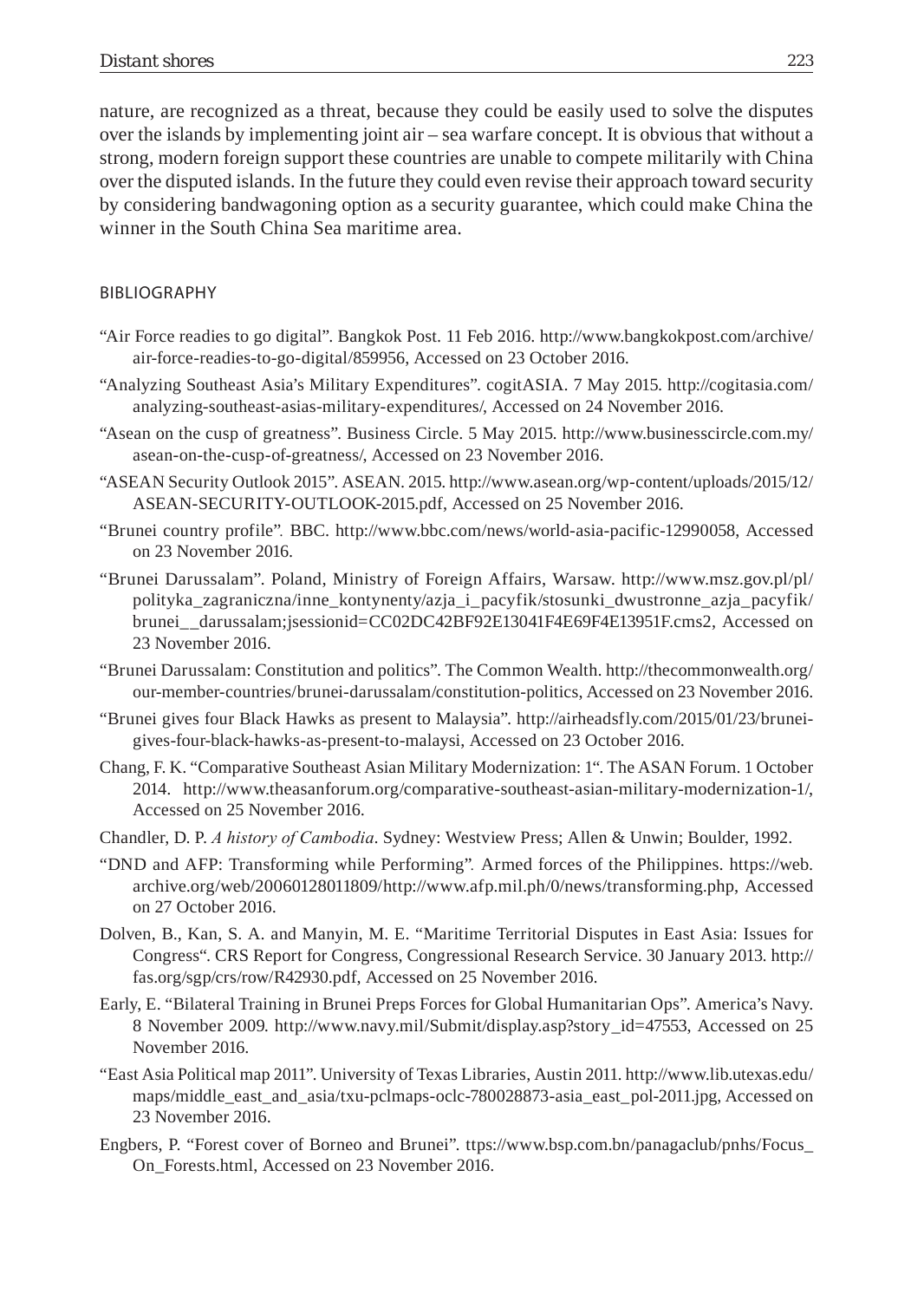nature, are recognized as a threat, because they could be easily used to solve the disputes over the islands by implementing joint air – sea warfare concept. It is obvious that without a strong, modern foreign support these countries are unable to compete militarily with China over the disputed islands. In the future they could even revise their approach toward security by considering bandwagoning option as a security guarantee, which could make China the winner in the South China Sea maritime area.

## BIBLIOGRAPHY

"Air Force readies to go digital". Bangkok Post. 11 Feb 2016. http://www.bangkokpost.com/archive/air-force-readies-to-go-digital/859956, Accessed on 23 October 2016.

"Analyzing Southeast Asia's Military Expenditures". cogitASIA. 7 May 2015. http://cogitasia.com/analyzing-southeast-asias-military-expenditures/, Accessed on 24 November 2016.

"Asean on the cusp of greatness". Business Circle. 5 May 2015. http://www.businesscircle.com.my/asean-on-the-cusp-of-greatness/, Accessed on 23 November 2016.

"ASEAN Security Outlook 2015". ASEAN. 2015. http://www.asean.org/wp-content/uploads/2015/12/ASEAN-SECURITY-OUTLOOK-2015.pdf, Accessed on 25 November 2016.

"Brunei country profile". BBC. http://www.bbc.com/news/world-asia-pacific-12990058, Accessed on 23 November 2016.

"Brunei Darussalam". Poland, Ministry of Foreign Affairs, Warsaw. http://www.msz.gov.pl/pl/polityka_zagraniczna/inne_kontynenty/azja_i_pacyfik/stosunki_dwustronne_azja_pacyfik/brunei__darussalam;jsessionid=CC02DC42BF92E13041F4E69F4E13951F.cms2, Accessed on 23 November 2016.

"Brunei Darussalam: Constitution and politics". The Common Wealth. http://thecommonwealth.org/our-member-countries/brunei-darussalam/constitution-politics, Accessed on 23 November 2016.

"Brunei gives four Black Hawks as present to Malaysia". http://airheadsfly.com/2015/01/23/brunei-gives-four-black-hawks-as-present-to-malaysi, Accessed on 23 October 2016.

Chang, F. K. "Comparative Southeast Asian Military Modernization: 1". The ASAN Forum. 1 October 2014. http://www.theasanforum.org/comparative-southeast-asian-military-modernization-1/, Accessed on 25 November 2016.

Chandler, D. P. *A history of Cambodia*. Sydney: Westview Press; Allen & Unwin; Boulder, 1992.

"DND and AFP: Transforming while Performing". Armed forces of the Philippines. https://web.archive.org/web/20060128011809/http://www.afp.mil.ph/0/news/transforming.php, Accessed on 27 October 2016.

Dolven, B., Kan, S. A. and Manyin, M. E. "Maritime Territorial Disputes in East Asia: Issues for Congress". CRS Report for Congress, Congressional Research Service. 30 January 2013. http://fas.org/sgp/crs/row/R42930.pdf, Accessed on 25 November 2016.

Early, E. "Bilateral Training in Brunei Preps Forces for Global Humanitarian Ops". America's Navy. 8 November 2009. http://www.navy.mil/Submit/display.asp?story_id=47553, Accessed on 25 November 2016.

"East Asia Political map 2011". University of Texas Libraries, Austin 2011. http://www.lib.utexas.edu/maps/middle_east_and_asia/txu-pclmaps-oclc-780028873-asia_east_pol-2011.jpg, Accessed on 23 November 2016.

Engbers, P. "Forest cover of Borneo and Brunei". ttps://www.bsp.com.bn/panagaclub/pnhs/Focus_On_Forests.html, Accessed on 23 November 2016.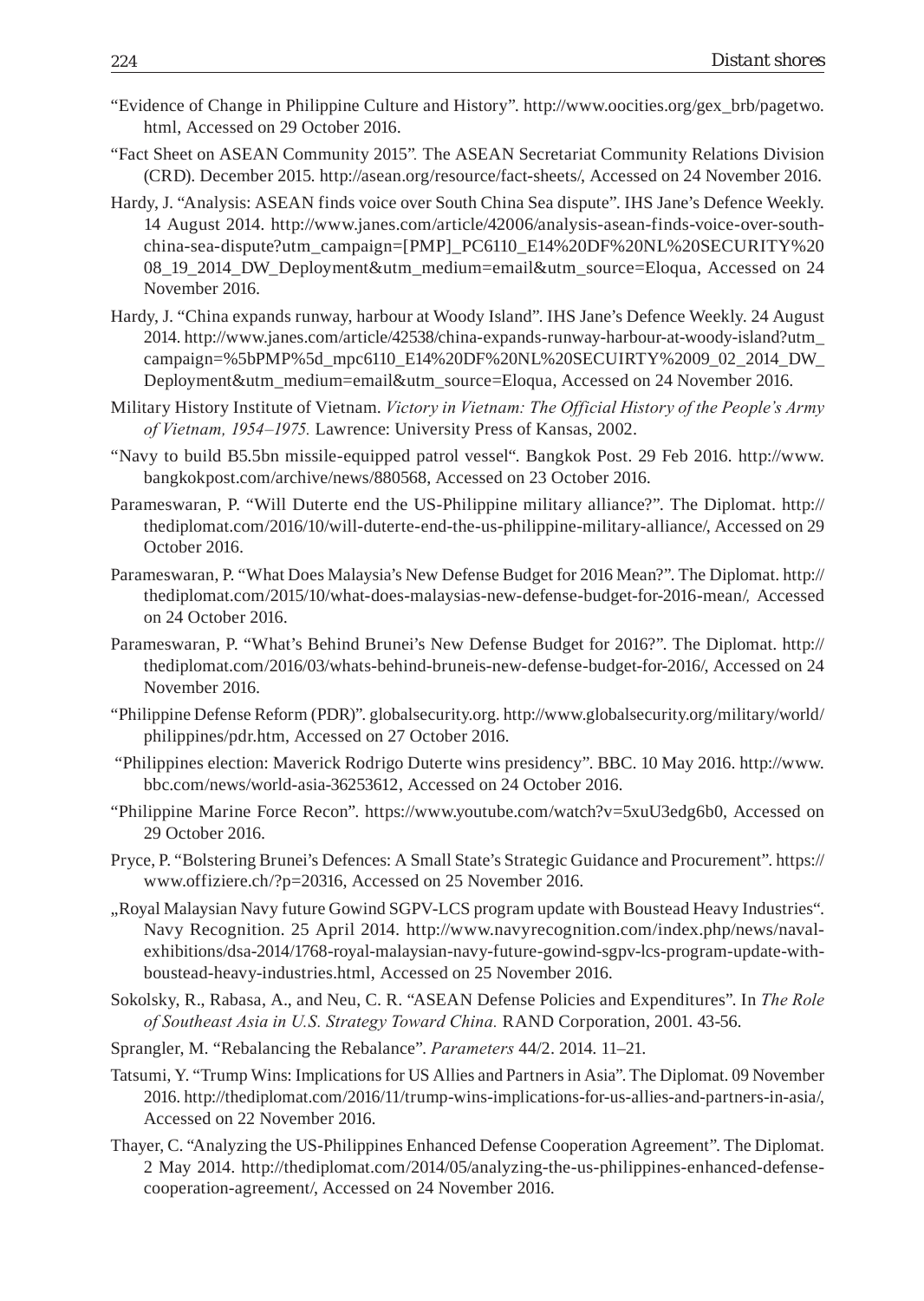"Evidence of Change in Philippine Culture and History". http://www.oocities.org/gex_brb/pagetwo.html, Accessed on 29 October 2016.

"Fact Sheet on ASEAN Community 2015". The ASEAN Secretariat Community Relations Division (CRD). December 2015. http://asean.org/resource/fact-sheets/, Accessed on 24 November 2016.

Hardy, J. "Analysis: ASEAN finds voice over South China Sea dispute". IHS Jane's Defence Weekly. 14 August 2014. http://www.janes.com/article/42006/analysis-asean-finds-voice-over-south-china-sea-dispute?utm_campaign=[PMP]_PC6110_E14%20DF%20NL%20SECURITY%2008_19_2014_DW_Deployment&utm_medium=email&utm_source=Eloqua, Accessed on 24 November 2016.

Hardy, J. "China expands runway, harbour at Woody Island". IHS Jane's Defence Weekly. 24 August 2014. http://www.janes.com/article/42538/china-expands-runway-harbour-at-woody-island?utm_campaign=%5bPMP%5d_mpc6110_E14%20DF%20NL%20SECUIRTY%2009_02_2014_DW_Deployment&utm_medium=email&utm_source=Eloqua, Accessed on 24 November 2016.

Military History Institute of Vietnam. *Victory in Vietnam: The Official History of the People's Army of Vietnam, 1954–1975.* Lawrence: University Press of Kansas, 2002.

"Navy to build B5.5bn missile-equipped patrol vessel". Bangkok Post. 29 Feb 2016. http://www.bangkokpost.com/archive/news/880568, Accessed on 23 October 2016.

Parameswaran, P. "Will Duterte end the US-Philippine military alliance?". The Diplomat. http://thediplomat.com/2016/10/will-duterte-end-the-us-philippine-military-alliance/, Accessed on 29 October 2016.

Parameswaran, P. "What Does Malaysia's New Defense Budget for 2016 Mean?". The Diplomat. http://thediplomat.com/2015/10/what-does-malaysias-new-defense-budget-for-2016-mean/, Accessed on 24 October 2016.

Parameswaran, P. "What's Behind Brunei's New Defense Budget for 2016?". The Diplomat. http://thediplomat.com/2016/03/whats-behind-bruneis-new-defense-budget-for-2016/, Accessed on 24 November 2016.

"Philippine Defense Reform (PDR)". globalsecurity.org. http://www.globalsecurity.org/military/world/philippines/pdr.htm, Accessed on 27 October 2016.

"Philippines election: Maverick Rodrigo Duterte wins presidency". BBC. 10 May 2016. http://www.bbc.com/news/world-asia-36253612, Accessed on 24 October 2016.

"Philippine Marine Force Recon". https://www.youtube.com/watch?v=5xuU3edg6b0, Accessed on 29 October 2016.

Pryce, P. "Bolstering Brunei's Defences: A Small State's Strategic Guidance and Procurement". https://www.offiziere.ch/?p=20316, Accessed on 25 November 2016.

„Royal Malaysian Navy future Gowind SGPV-LCS program update with Boustead Heavy Industries". Navy Recognition. 25 April 2014. http://www.navyrecognition.com/index.php/news/naval-exhibitions/dsa-2014/1768-royal-malaysian-navy-future-gowind-sgpv-lcs-program-update-with-boustead-heavy-industries.html, Accessed on 25 November 2016.

Sokolsky, R., Rabasa, A., and Neu, C. R. "ASEAN Defense Policies and Expenditures". In *The Role of Southeast Asia in U.S. Strategy Toward China.* RAND Corporation, 2001. 43-56.

Sprangler, M. "Rebalancing the Rebalance". *Parameters* 44/2. 2014. 11–21.

Tatsumi, Y. "Trump Wins: Implications for US Allies and Partners in Asia". The Diplomat. 09 November 2016. http://thediplomat.com/2016/11/trump-wins-implications-for-us-allies-and-partners-in-asia/, Accessed on 22 November 2016.

Thayer, C. "Analyzing the US-Philippines Enhanced Defense Cooperation Agreement". The Diplomat. 2 May 2014. http://thediplomat.com/2014/05/analyzing-the-us-philippines-enhanced-defense-cooperation-agreement/, Accessed on 24 November 2016.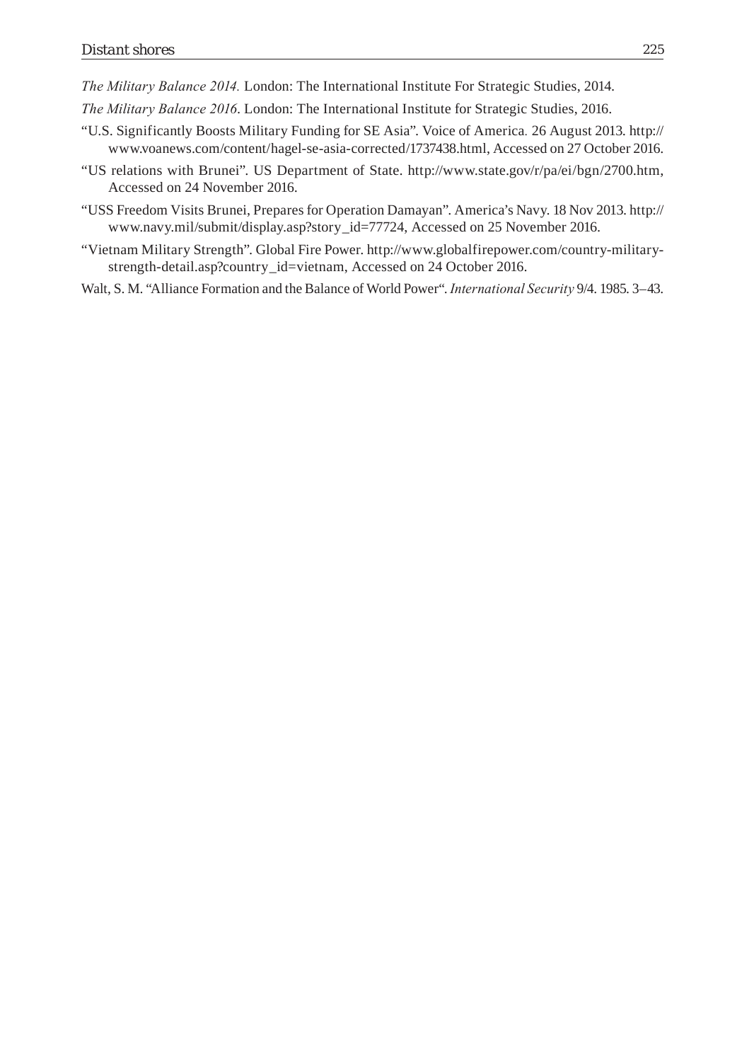*The Military Balance 2014.* London: The International Institute For Strategic Studies, 2014.

*The Military Balance 2016*. London: The International Institute for Strategic Studies, 2016.

"U.S. Significantly Boosts Military Funding for SE Asia". Voice of America. 26 August 2013. http://www.voanews.com/content/hagel-se-asia-corrected/1737438.html, Accessed on 27 October 2016.

"US relations with Brunei". US Department of State. http://www.state.gov/r/pa/ei/bgn/2700.htm, Accessed on 24 November 2016.

"USS Freedom Visits Brunei, Prepares for Operation Damayan". America's Navy. 18 Nov 2013. http://www.navy.mil/submit/display.asp?story_id=77724, Accessed on 25 November 2016.

"Vietnam Military Strength". Global Fire Power. http://www.globalfirepower.com/country-military-strength-detail.asp?country_id=vietnam, Accessed on 24 October 2016.

Walt, S. M. "Alliance Formation and the Balance of World Power". *International Security* 9/4. 1985. 3–43.